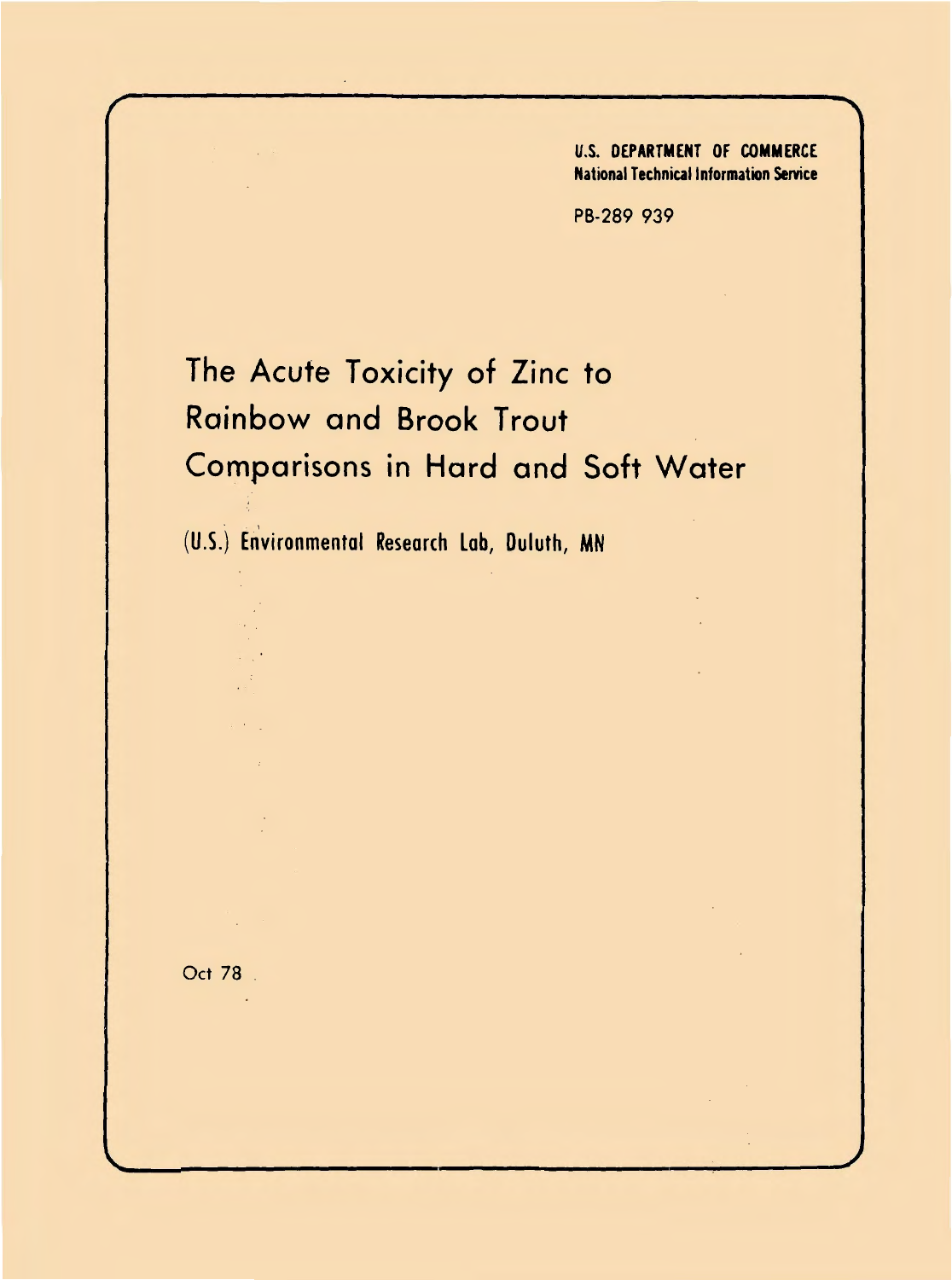**U.S. DEPARTMENT OF COMMERCE**
**National Technical Information Service**

PB-289 939

# The Acute Toxicity of Zinc to Rainbow and Brook Trout Comparisons in Hard and Soft Water

**(U.S.) Environmental Research Lab, Duluth, MN**

Oct 78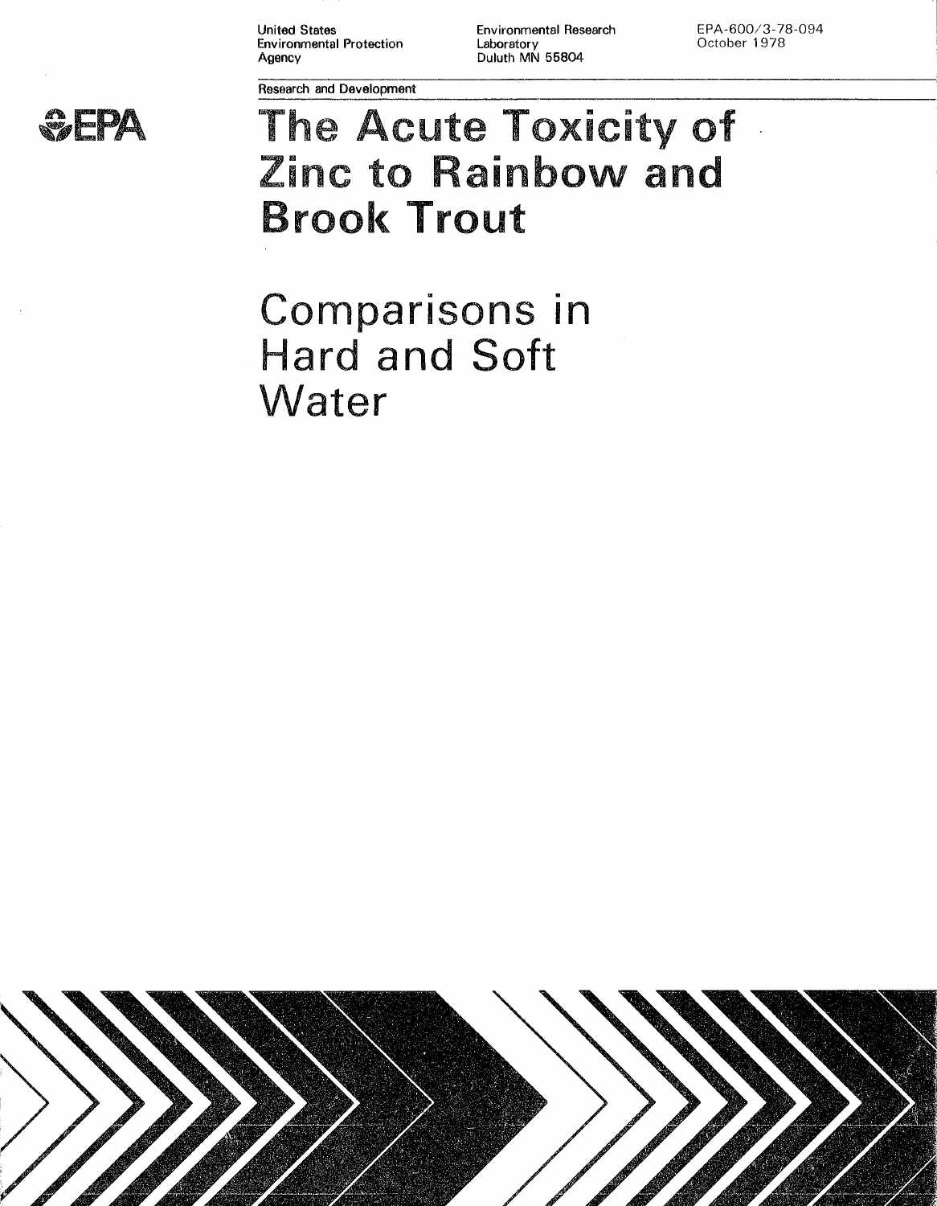United States Environmental Protection Agency

Environmental Research Laboratory Duluth MN 55804

EPA-600/3-78-094 October 1978

Research and Development

EPA

# The Acute Toxicity of Zinc to Rainbow and Brook Trout

## Comparisons in Hard and Soft Water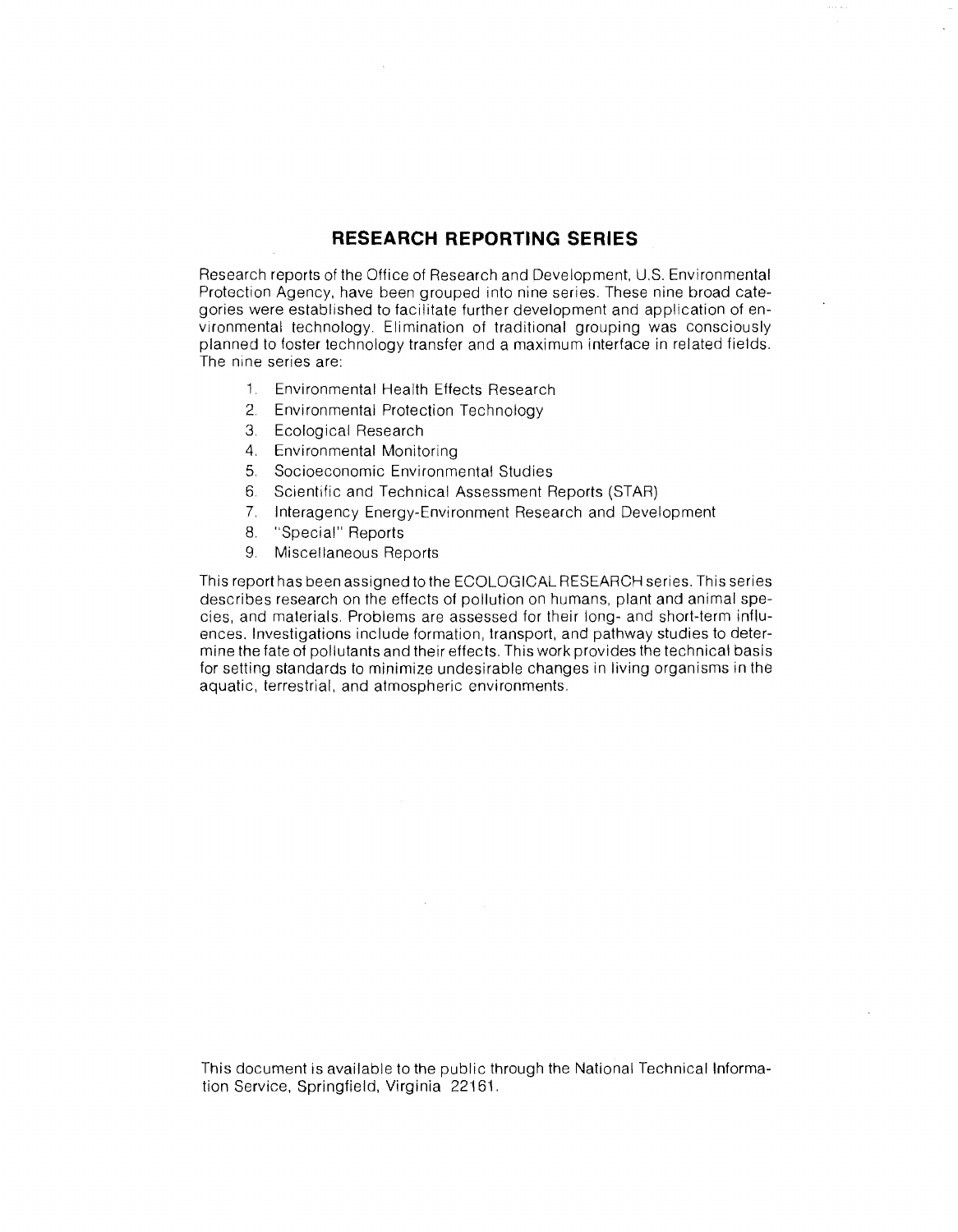## RESEARCH REPORTING SERIES

Research reports of the Office of Research and Development, U.S. Environmental Protection Agency, have been grouped into nine series. These nine broad categories were established to facilitate further development and application of environmental technology. Elimination of traditional grouping was consciously planned to foster technology transfer and a maximum interface in related fields. The nine series are:

1. Environmental Health Effects Research
2. Environmental Protection Technology
3. Ecological Research
4. Environmental Monitoring
5. Socioeconomic Environmental Studies
6. Scientific and Technical Assessment Reports (STAR)
7. Interagency Energy-Environment Research and Development
8. "Special" Reports
9. Miscellaneous Reports

This report has been assigned to the ECOLOGICAL RESEARCH series. This series describes research on the effects of pollution on humans, plant and animal species, and materials. Problems are assessed for their long- and short-term influences. Investigations include formation, transport, and pathway studies to determine the fate of pollutants and their effects. This work provides the technical basis for setting standards to minimize undesirable changes in living organisms in the aquatic, terrestrial, and atmospheric environments.

This document is available to the public through the National Technical Information Service, Springfield, Virginia 22161.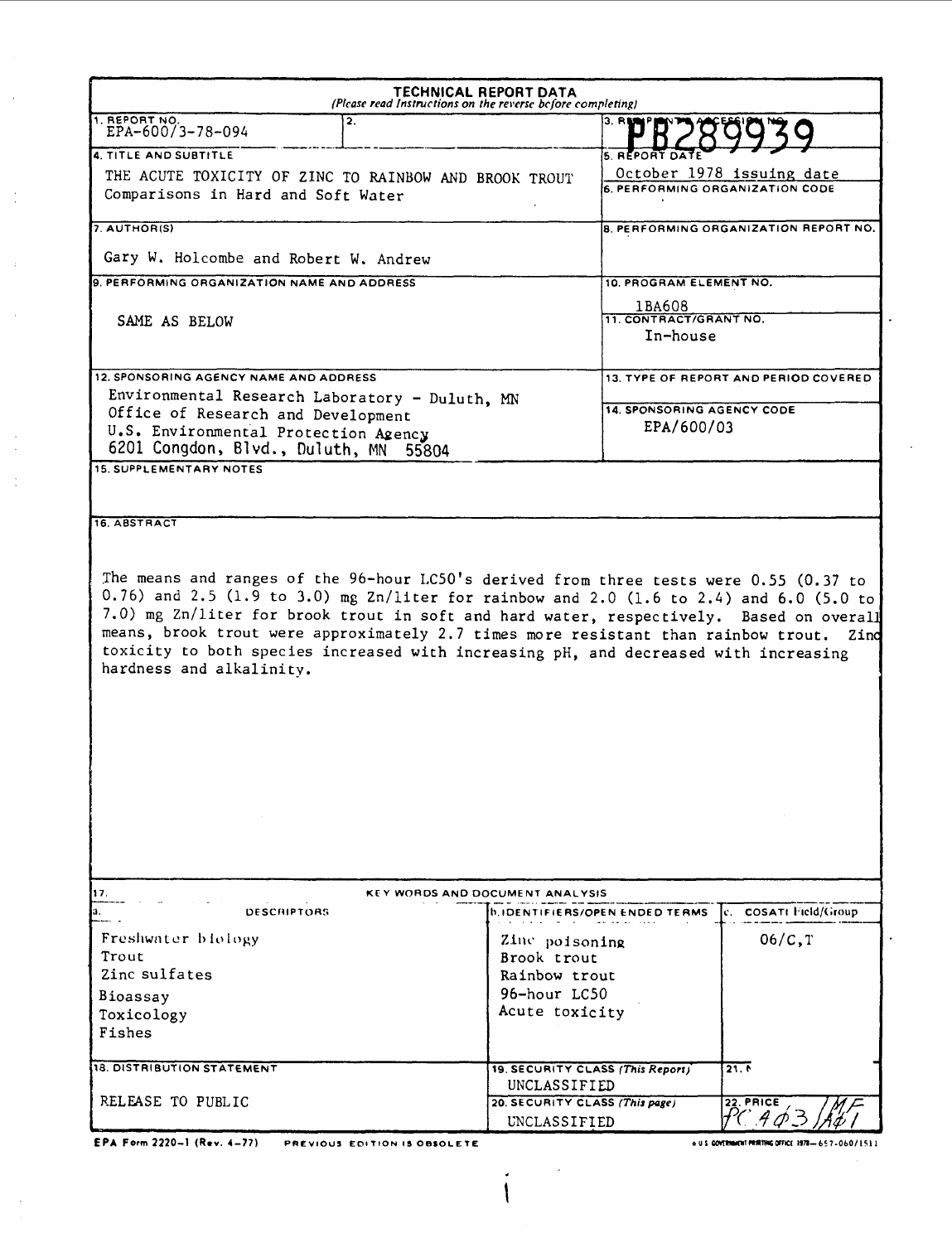# TECHNICAL REPORT DATA

*(Please read Instructions on the reverse before completing)*

| | | |
|---|---|---|
| 1. REPORT NO. EPA-600/3-78-094 | 2. | 3. RECIPIENT'S ACCESSION NO. PB289939 |
| 4. TITLE AND SUBTITLE THE ACUTE TOXICITY OF ZINC TO RAINBOW AND BROOK TROUT Comparisons in Hard and Soft Water | | 5. REPORT DATE October 1978 issuing date |
| | | 6. PERFORMING ORGANIZATION CODE |
| 7. AUTHOR(S) Gary W. Holcombe and Robert W. Andrew | | 8. PERFORMING ORGANIZATION REPORT NO. |
| 9. PERFORMING ORGANIZATION NAME AND ADDRESS SAME AS BELOW | | 10. PROGRAM ELEMENT NO. 1BA608 |
| | | 11. CONTRACT/GRANT NO. In-house |
| 12. SPONSORING AGENCY NAME AND ADDRESS Environmental Research Laboratory - Duluth, MN Office of Research and Development U.S. Environmental Protection Agency 6201 Congdon, Blvd., Duluth, MN 55804 | | 13. TYPE OF REPORT AND PERIOD COVERED |
| | | 14. SPONSORING AGENCY CODE EPA/600/03 |

15. SUPPLEMENTARY NOTES

16. ABSTRACT

The means and ranges of the 96-hour LC50's derived from three tests were 0.55 (0.37 to 0.76) and 2.5 (1.9 to 3.0) mg Zn/liter for rainbow and 2.0 (1.6 to 2.4) and 6.0 (5.0 to 7.0) mg Zn/liter for brook trout in soft and hard water, respectively. Based on overall means, brook trout were approximately 2.7 times more resistant than rainbow trout. Zinc toxicity to both species increased with increasing pH, and decreased with increasing hardness and alkalinity.

17. KEY WORDS AND DOCUMENT ANALYSIS

| a. DESCRIPTORS | b. IDENTIFIERS/OPEN ENDED TERMS | c. COSATI Field/Group |
|---|---|---|
| Freshwater biology<br>Trout<br>Zinc sulfates<br>Bioassay<br>Toxicology<br>Fishes | Zinc poisoning<br>Brook trout<br>Rainbow trout<br>96-hour LC50<br>Acute toxicity | 06/C,T |

| | | |
|---|---|---|
| 18. DISTRIBUTION STATEMENT RELEASE TO PUBLIC | 19. SECURITY CLASS *(This Report)* UNCLASSIFIED | 21. N |
| | 20. SECURITY CLASS *(This page)* UNCLASSIFIED | 22. PRICE PC A03 / MF A01 |

EPA Form 2220-1 (Rev. 4-77) PREVIOUS EDITION IS OBSOLETE

U.S. GOVERNMENT PRINTING OFFICE 1978—657-060/1511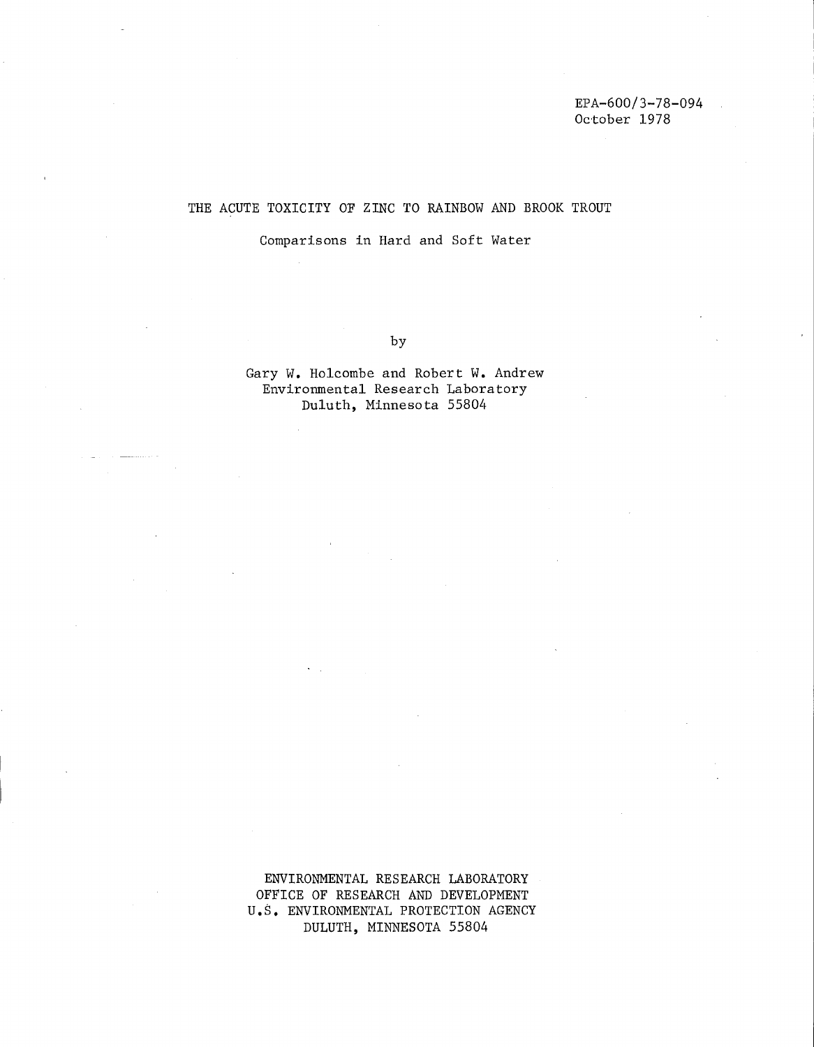EPA-600/3-78-094
October 1978

# THE ACUTE TOXICITY OF ZINC TO RAINBOW AND BROOK TROUT

## Comparisons in Hard and Soft Water

by

Gary W. Holcombe and Robert W. Andrew
Environmental Research Laboratory
Duluth, Minnesota 55804

ENVIRONMENTAL RESEARCH LABORATORY
OFFICE OF RESEARCH AND DEVELOPMENT
U.S. ENVIRONMENTAL PROTECTION AGENCY
DULUTH, MINNESOTA 55804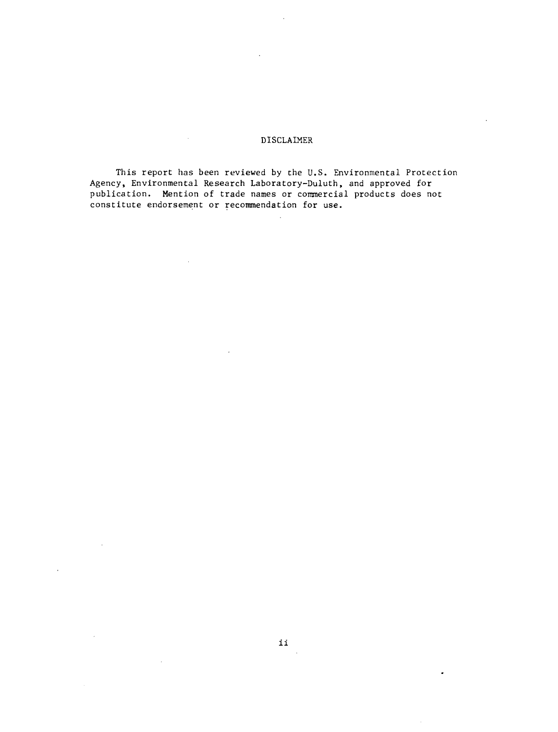# DISCLAIMER

This report has been reviewed by the U.S. Environmental Protection Agency, Environmental Research Laboratory-Duluth, and approved for publication. Mention of trade names or commercial products does not constitute endorsement or recommendation for use.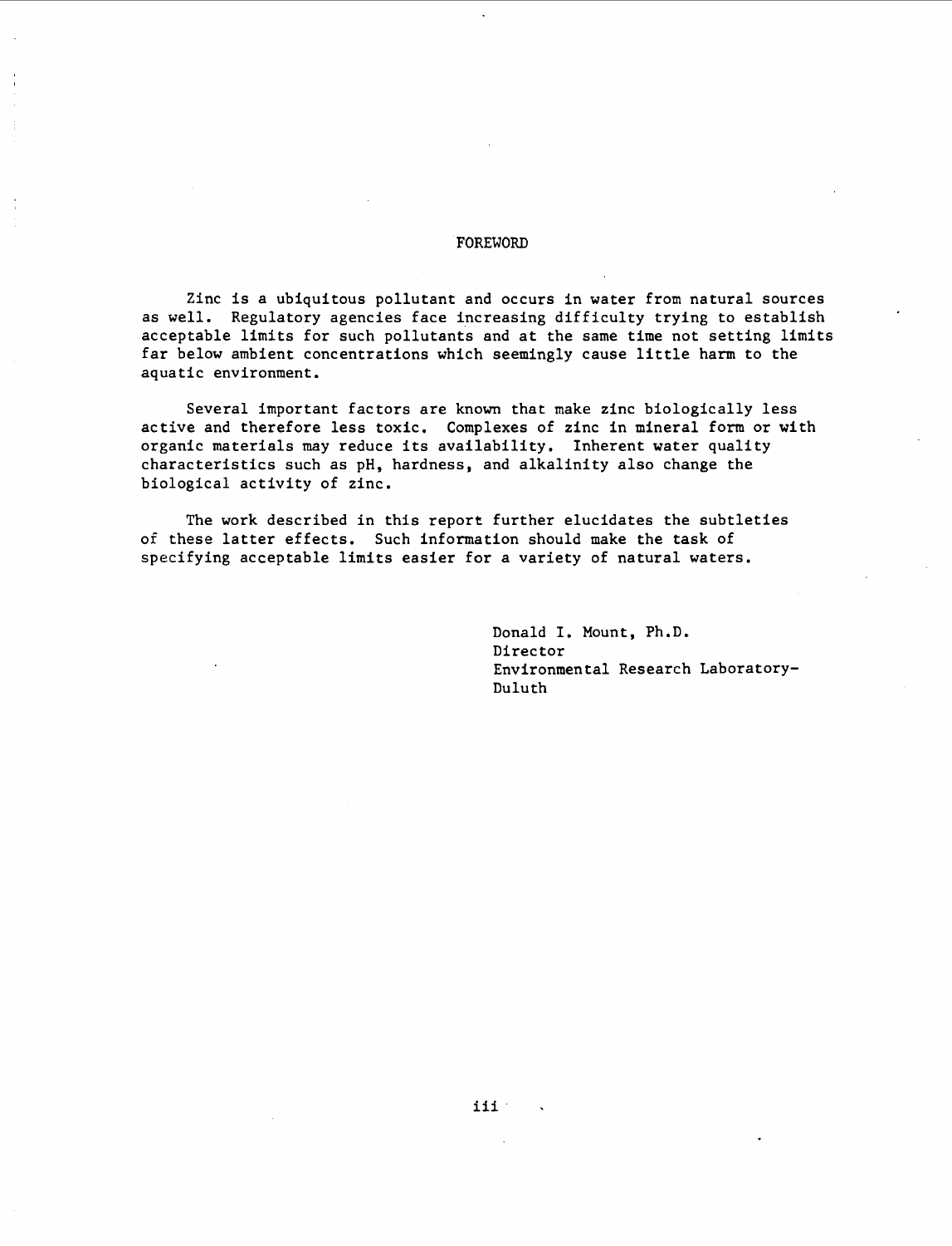# FOREWORD

Zinc is a ubiquitous pollutant and occurs in water from natural sources as well. Regulatory agencies face increasing difficulty trying to establish acceptable limits for such pollutants and at the same time not setting limits far below ambient concentrations which seemingly cause little harm to the aquatic environment.

Several important factors are known that make zinc biologically less active and therefore less toxic. Complexes of zinc in mineral form or with organic materials may reduce its availability. Inherent water quality characteristics such as pH, hardness, and alkalinity also change the biological activity of zinc.

The work described in this report further elucidates the subtleties of these latter effects. Such information should make the task of specifying acceptable limits easier for a variety of natural waters.

Donald I. Mount, Ph.D.
Director
Environmental Research Laboratory-
Duluth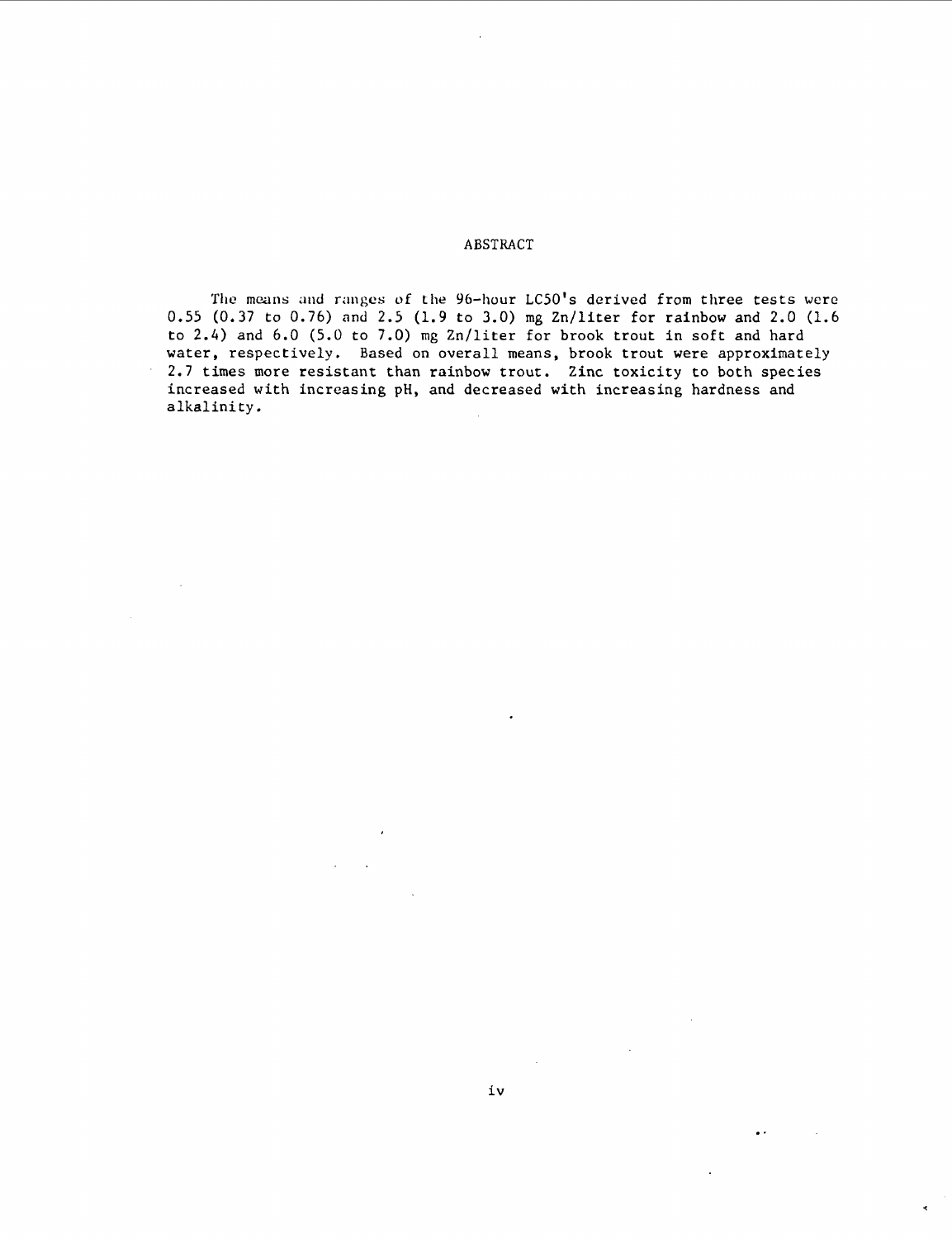# ABSTRACT

The means and ranges of the 96-hour LC50's derived from three tests were 0.55 (0.37 to 0.76) and 2.5 (1.9 to 3.0) mg Zn/liter for rainbow and 2.0 (1.6 to 2.4) and 6.0 (5.0 to 7.0) mg Zn/liter for brook trout in soft and hard water, respectively. Based on overall means, brook trout were approximately 2.7 times more resistant than rainbow trout. Zinc toxicity to both species increased with increasing pH, and decreased with increasing hardness and alkalinity.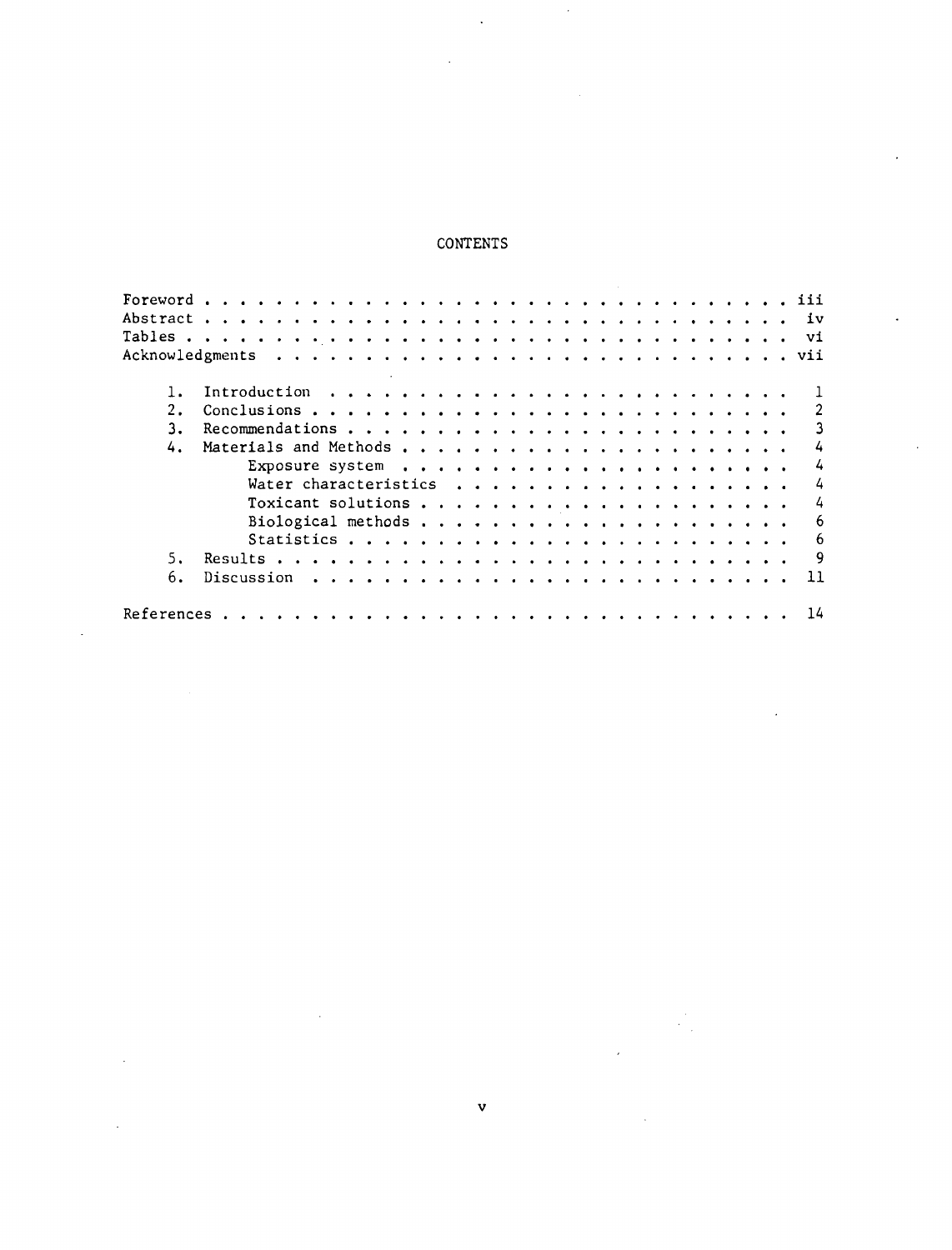# CONTENTS

| | |
|---|---|
| Foreword | iii |
| Abstract | iv |
| Tables | vi |
| Acknowledgments | vii |
| 1. Introduction | 1 |
| 2. Conclusions | 2 |
| 3. Recommendations | 3 |
| 4. Materials and Methods | 4 |
| Exposure system | 4 |
| Water characteristics | 4 |
| Toxicant solutions | 4 |
| Biological methods | 6 |
| Statistics | 6 |
| 5. Results | 9 |
| 6. Discussion | 11 |
| References | 14 |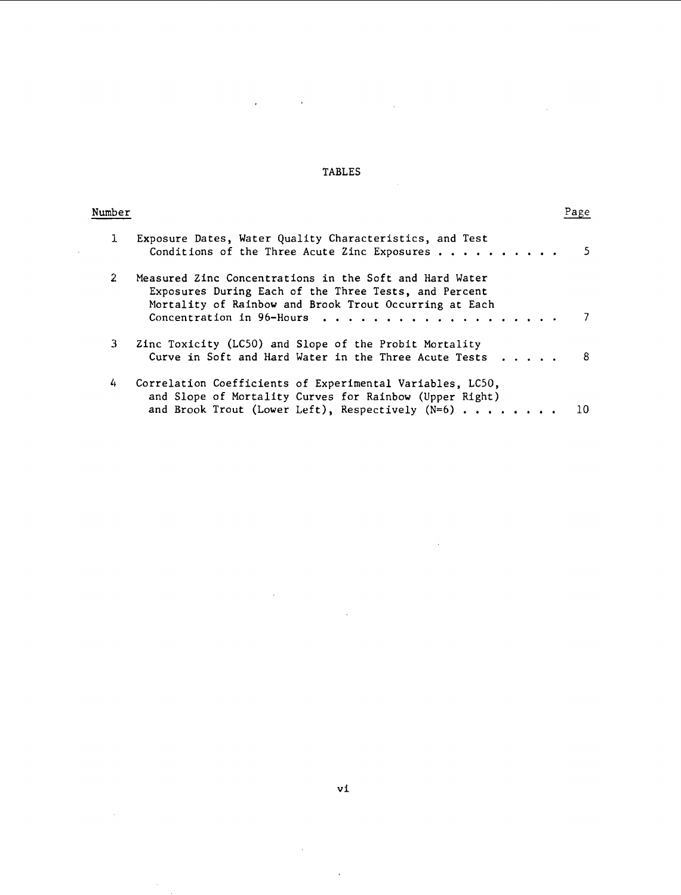# TABLES

| Number | | Page |
|---|---|---|
| 1 | Exposure Dates, Water Quality Characteristics, and Test Conditions of the Three Acute Zinc Exposures | 5 |
| 2 | Measured Zinc Concentrations in the Soft and Hard Water Exposures During Each of the Three Tests, and Percent Mortality of Rainbow and Brook Trout Occurring at Each Concentration in 96-Hours | 7 |
| 3 | Zinc Toxicity (LC50) and Slope of the Probit Mortality Curve in Soft and Hard Water in the Three Acute Tests | 8 |
| 4 | Correlation Coefficients of Experimental Variables, LC50, and Slope of Mortality Curves for Rainbow (Upper Right) and Brook Trout (Lower Left), Respectively (N=6) | 10 |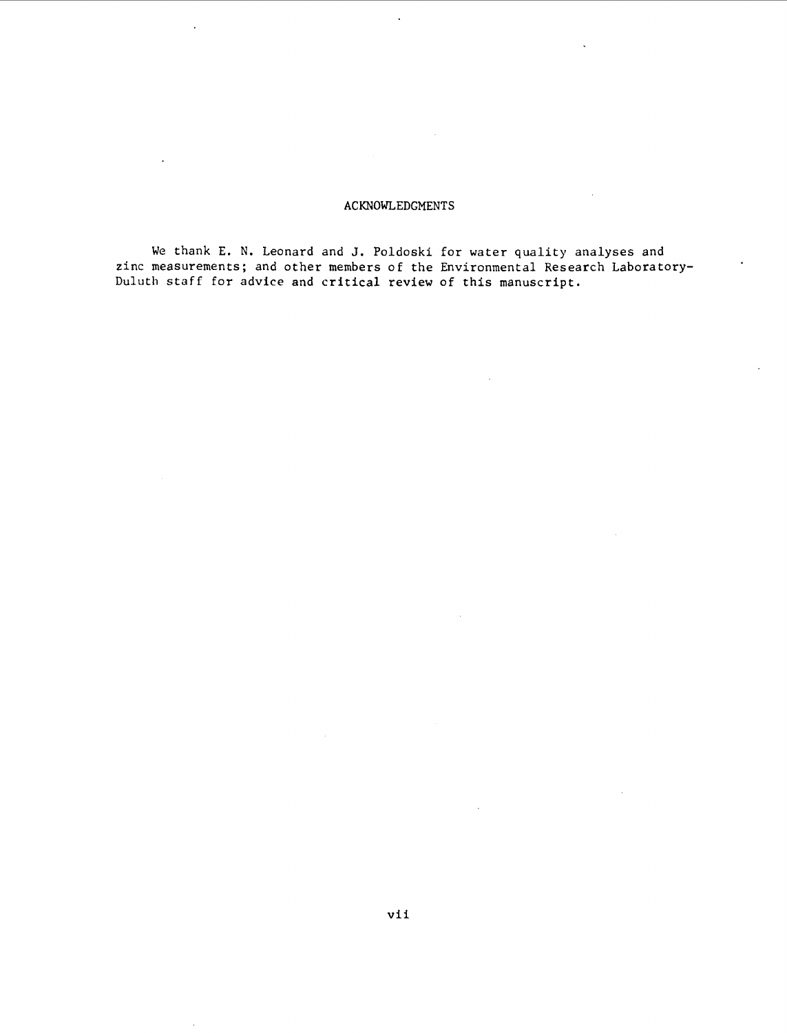## ACKNOWLEDGMENTS

We thank E. N. Leonard and J. Poldoski for water quality analyses and zinc measurements; and other members of the Environmental Research Laboratory-Duluth staff for advice and critical review of this manuscript.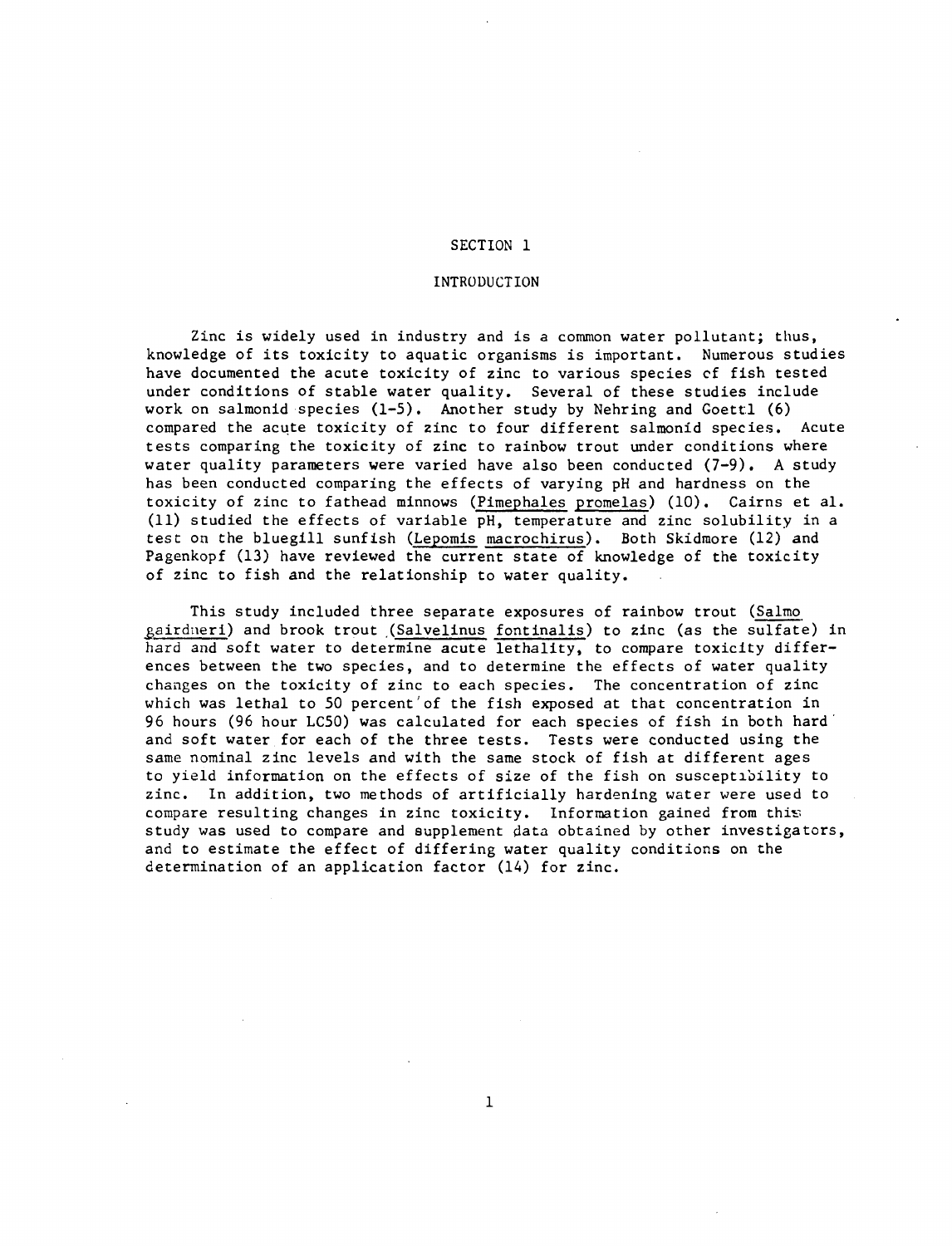# SECTION 1

## INTRODUCTION

Zinc is widely used in industry and is a common water pollutant; thus, knowledge of its toxicity to aquatic organisms is important. Numerous studies have documented the acute toxicity of zinc to various species of fish tested under conditions of stable water quality. Several of these studies include work on salmonid species (1-5). Another study by Nehring and Goettl (6) compared the acute toxicity of zinc to four different salmonid species. Acute tests comparing the toxicity of zinc to rainbow trout under conditions where water quality parameters were varied have also been conducted (7-9). A study has been conducted comparing the effects of varying pH and hardness on the toxicity of zinc to fathead minnows (Pimephales promelas) (10). Cairns et al. (11) studied the effects of variable pH, temperature and zinc solubility in a test on the bluegill sunfish (Lepomis macrochirus). Both Skidmore (12) and Pagenkopf (13) have reviewed the current state of knowledge of the toxicity of zinc to fish and the relationship to water quality.

This study included three separate exposures of rainbow trout (Salmo gairdneri) and brook trout (Salvelinus fontinalis) to zinc (as the sulfate) in hard and soft water to determine acute lethality, to compare toxicity differences between the two species, and to determine the effects of water quality changes on the toxicity of zinc to each species. The concentration of zinc which was lethal to 50 percent of the fish exposed at that concentration in 96 hours (96 hour LC50) was calculated for each species of fish in both hard and soft water for each of the three tests. Tests were conducted using the same nominal zinc levels and with the same stock of fish at different ages to yield information on the effects of size of the fish on susceptibility to zinc. In addition, two methods of artificially hardening water were used to compare resulting changes in zinc toxicity. Information gained from this study was used to compare and supplement data obtained by other investigators, and to estimate the effect of differing water quality conditions on the determination of an application factor (14) for zinc.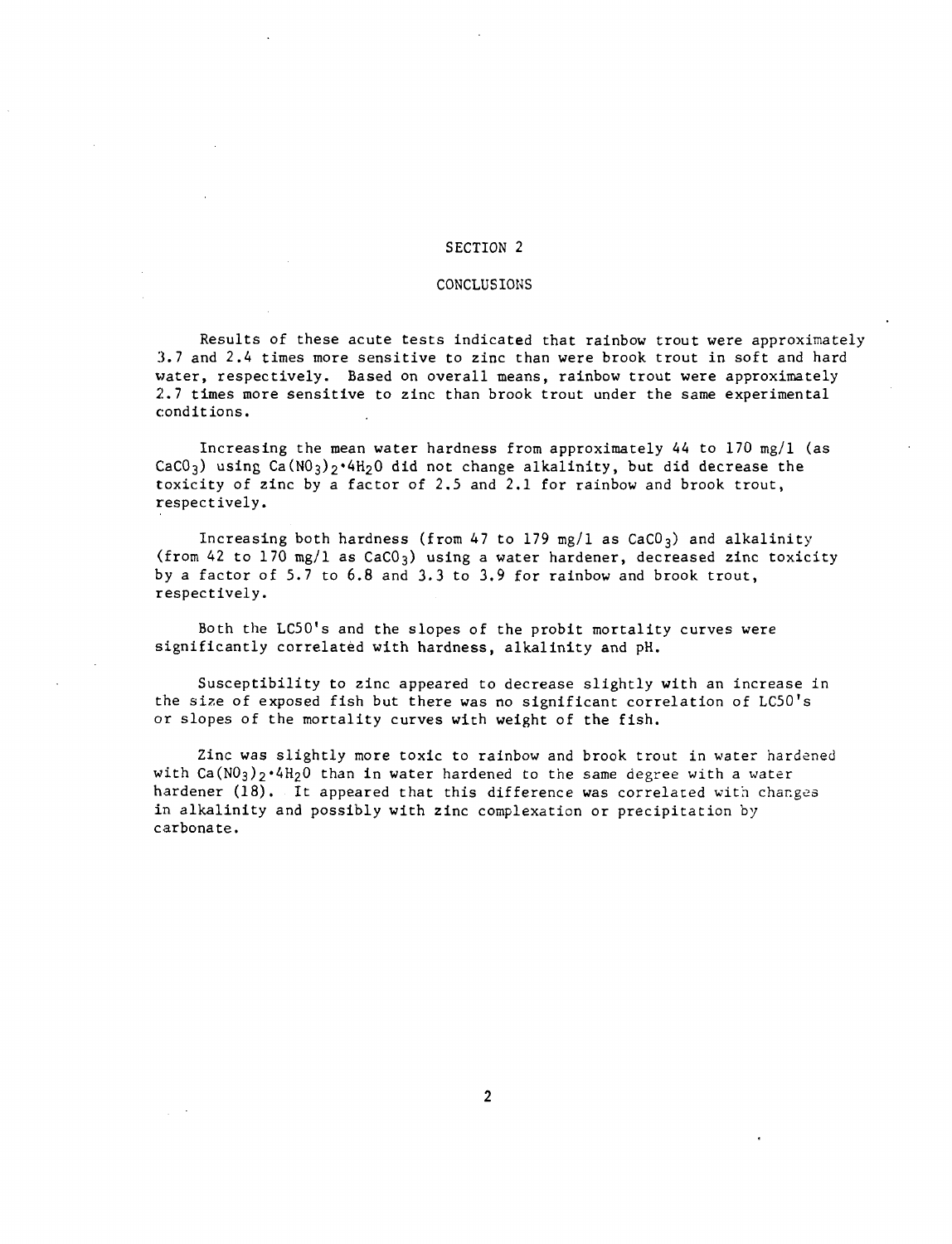# SECTION 2

## CONCLUSIONS

Results of these acute tests indicated that rainbow trout were approximately 3.7 and 2.4 times more sensitive to zinc than were brook trout in soft and hard water, respectively. Based on overall means, rainbow trout were approximately 2.7 times more sensitive to zinc than brook trout under the same experimental conditions.

Increasing the mean water hardness from approximately 44 to 170 mg/l (as $CaCO_3$) using $Ca(NO_3)_2 \cdot 4H_2O$ did not change alkalinity, but did decrease the toxicity of zinc by a factor of 2.5 and 2.1 for rainbow and brook trout, respectively.

Increasing both hardness (from 47 to 179 mg/l as $CaCO_3$) and alkalinity (from 42 to 170 mg/l as $CaCO_3$) using a water hardener, decreased zinc toxicity by a factor of 5.7 to 6.8 and 3.3 to 3.9 for rainbow and brook trout, respectively.

Both the LC50's and the slopes of the probit mortality curves were significantly correlated with hardness, alkalinity and pH.

Susceptibility to zinc appeared to decrease slightly with an increase in the size of exposed fish but there was no significant correlation of LC50's or slopes of the mortality curves with weight of the fish.

Zinc was slightly more toxic to rainbow and brook trout in water hardened with $Ca(NO_3)_2 \cdot 4H_2O$ than in water hardened to the same degree with a water hardener (18). It appeared that this difference was correlated with changes in alkalinity and possibly with zinc complexation or precipitation by carbonate.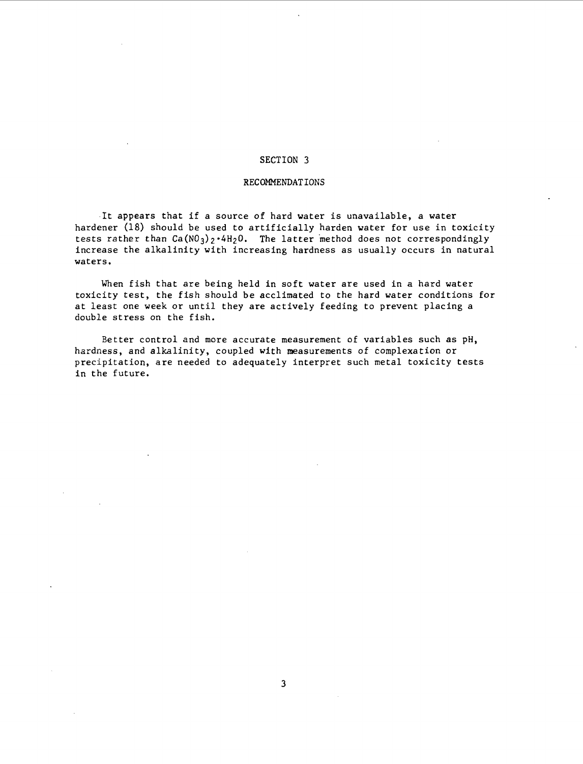# SECTION 3

## RECOMMENDATIONS

It appears that if a source of hard water is unavailable, a water hardener (18) should be used to artificially harden water for use in toxicity tests rather than $Ca(NO_3)_2 \cdot 4H_2O$. The latter method does not correspondingly increase the alkalinity with increasing hardness as usually occurs in natural waters.

When fish that are being held in soft water are used in a hard water toxicity test, the fish should be acclimated to the hard water conditions for at least one week or until they are actively feeding to prevent placing a double stress on the fish.

Better control and more accurate measurement of variables such as pH, hardness, and alkalinity, coupled with measurements of complexation or precipitation, are needed to adequately interpret such metal toxicity tests in the future.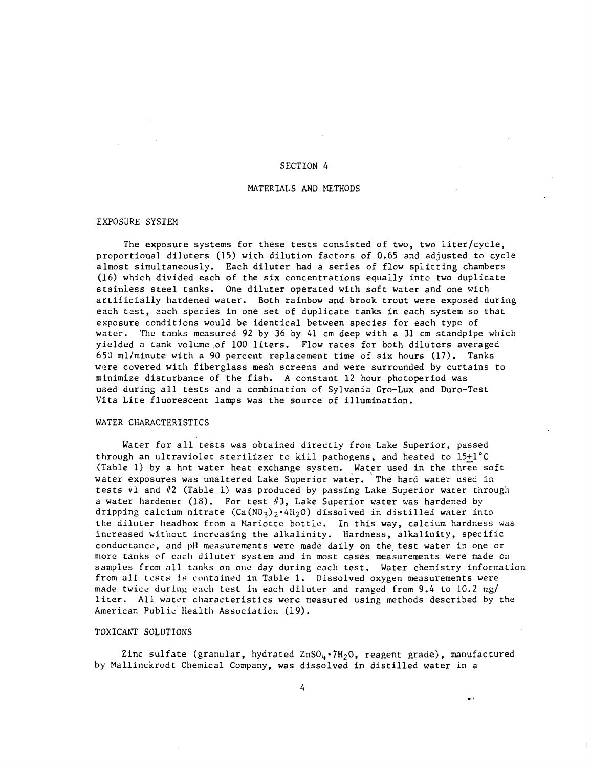# SECTION 4

# MATERIALS AND METHODS

## EXPOSURE SYSTEM

The exposure systems for these tests consisted of two, two liter/cycle, proportional diluters (15) with dilution factors of 0.65 and adjusted to cycle almost simultaneously. Each diluter had a series of flow splitting chambers (16) which divided each of the six concentrations equally into two duplicate stainless steel tanks. One diluter operated with soft water and one with artificially hardened water. Both rainbow and brook trout were exposed during each test, each species in one set of duplicate tanks in each system so that exposure conditions would be identical between species for each type of water. The tanks measured 92 by 36 by 41 cm deep with a 31 cm standpipe which yielded a tank volume of 100 liters. Flow rates for both diluters averaged 650 ml/minute with a 90 percent replacement time of six hours (17). Tanks were covered with fiberglass mesh screens and were surrounded by curtains to minimize disturbance of the fish. A constant 12 hour photoperiod was used during all tests and a combination of Sylvania Gro-Lux and Duro-Test Vita Lite fluorescent lamps was the source of illumination.

## WATER CHARACTERISTICS

Water for all tests was obtained directly from Lake Superior, passed through an ultraviolet sterilizer to kill pathogens, and heated to 15±1°C (Table 1) by a hot water heat exchange system. Water used in the three soft water exposures was unaltered Lake Superior water. The hard water used in tests #1 and #2 (Table 1) was produced by passing Lake Superior water through a water hardener (18). For test #3, Lake Superior water was hardened by dripping calcium nitrate ($Ca(NO_3)_2 \cdot 4H_2O$) dissolved in distilled water into the diluter headbox from a Mariotte bottle. In this way, calcium hardness was increased without increasing the alkalinity. Hardness, alkalinity, specific conductance, and pH measurements were made daily on the test water in one or more tanks of each diluter system and in most cases measurements were made on samples from all tanks on one day during each test. Water chemistry information from all tests is contained in Table 1. Dissolved oxygen measurements were made twice during each test in each diluter and ranged from 9.4 to 10.2 mg/liter. All water characteristics were measured using methods described by the American Public Health Association (19).

## TOXICANT SOLUTIONS

Zinc sulfate (granular, hydrated $ZnSO_4 \cdot 7H_2O$, reagent grade), manufactured by Mallinckrodt Chemical Company, was dissolved in distilled water in a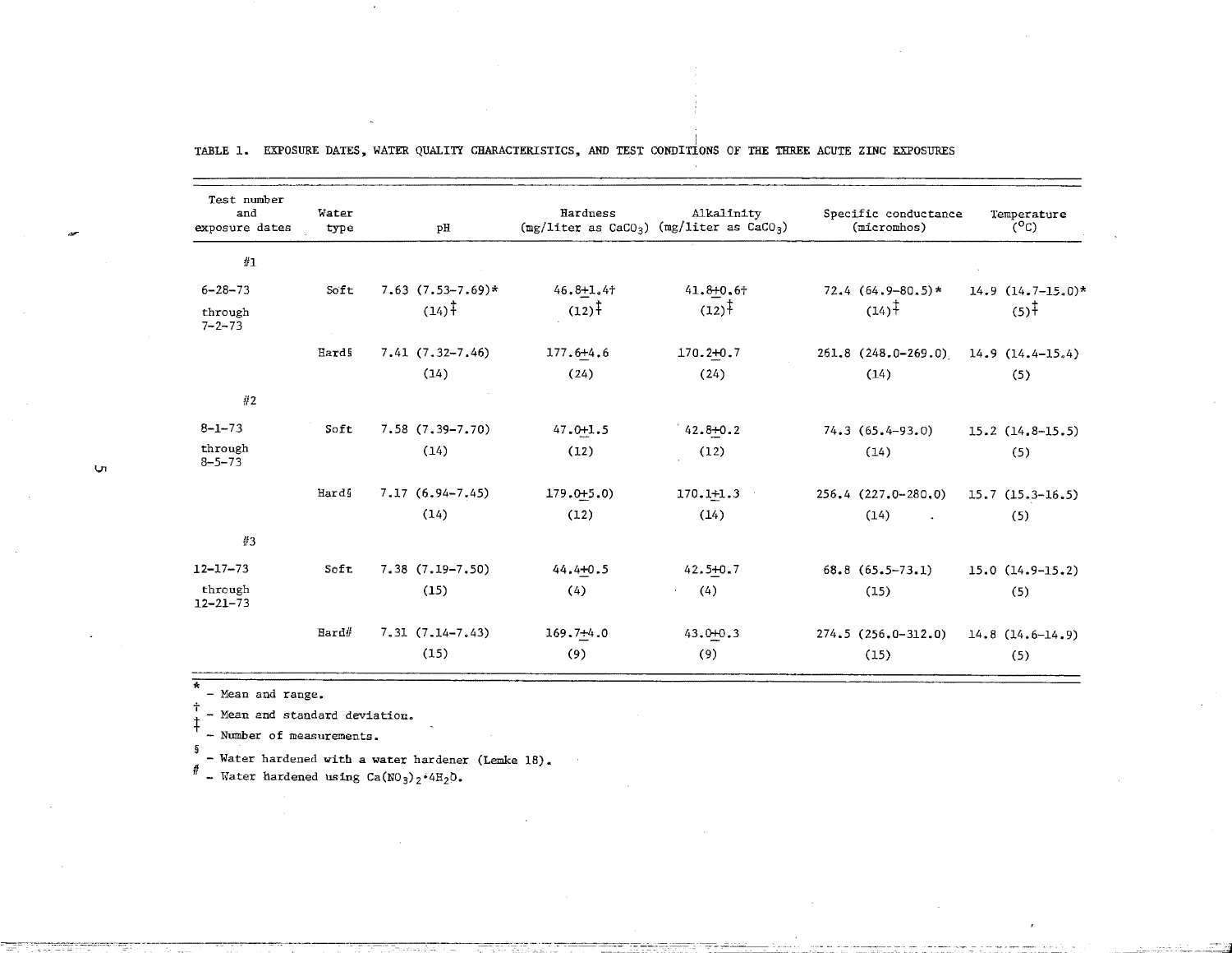TABLE 1. EXPOSURE DATES, WATER QUALITY CHARACTERISTICS, AND TEST CONDITIONS OF THE THREE ACUTE ZINC EXPOSURES

| Test number and exposure dates | Water type | pH | Hardness (mg/liter as $CaCO_3$) | Alkalinity (mg/liter as $CaCO_3$) | Specific conductance (micromhos) | Temperature (°C) |
|---|---|---|---|---|---|---|
| #1 | | | | | | |
| 6-28-73 through 7-2-73 | Soft | 7.63 (7.53-7.69)* (14)‡ | 46.8±1.4† (12)‡ | 41.8±0.6† (12)‡ | 72.4 (64.9-80.5)* (14)‡ | 14.9 (14.7-15.0)* (5)‡ |
| | Hard§ | 7.41 (7.32-7.46) (14) | 177.6±4.6 (24) | 170.2±0.7 (24) | 261.8 (248.0-269.0) (14) | 14.9 (14.4-15.4) (5) |
| #2 | | | | | | |
| 8-1-73 through 8-5-73 | Soft | 7.58 (7.39-7.70) (14) | 47.0±1.5 (12) | 42.8±0.2 (12) | 74.3 (65.4-93.0) (14) | 15.2 (14.8-15.5) (5) |
| | Hard§ | 7.17 (6.94-7.45) (14) | 179.0±5.0) (12) | 170.1±1.3 (14) | 256.4 (227.0-280.0) (14) | 15.7 (15.3-16.5) (5) |
| #3 | | | | | | |
| 12-17-73 through 12-21-73 | Soft | 7.38 (7.19-7.50) (15) | 44.4±0.5 (4) | 42.5±0.7 (4) | 68.8 (65.5-73.1) (15) | 15.0 (14.9-15.2) (5) |
| | Hard# | 7.31 (7.14-7.43) (15) | 169.7±4.0 (9) | 43.0±0.3 (9) | 274.5 (256.0-312.0) (15) | 14.8 (14.6-14.9) (5) |

\* - Mean and range.

† - Mean and standard deviation.

‡ - Number of measurements.

§ - Water hardened with a water hardener (Lemke 18).

\# - Water hardened using $Ca(NO_3)_2 \cdot 4H_2O$.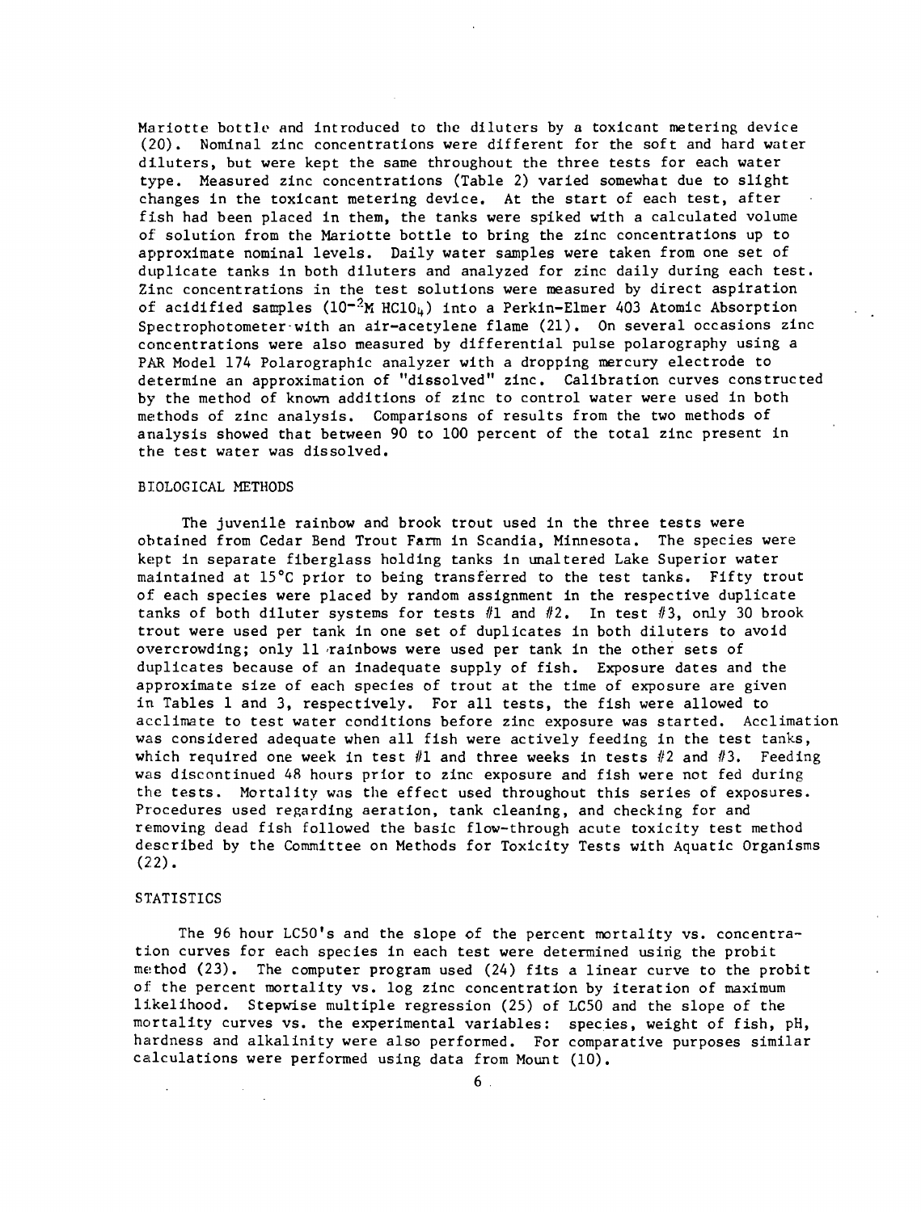Mariotte bottle and introduced to the diluters by a toxicant metering device (20). Nominal zinc concentrations were different for the soft and hard water diluters, but were kept the same throughout the three tests for each water type. Measured zinc concentrations (Table 2) varied somewhat due to slight changes in the toxicant metering device. At the start of each test, after fish had been placed in them, the tanks were spiked with a calculated volume of solution from the Mariotte bottle to bring the zinc concentrations up to approximate nominal levels. Daily water samples were taken from one set of duplicate tanks in both diluters and analyzed for zinc daily during each test. Zinc concentrations in the test solutions were measured by direct aspiration of acidified samples ($10^{-2}$M $HClO_4$) into a Perkin-Elmer 403 Atomic Absorption Spectrophotometer with an air-acetylene flame (21). On several occasions zinc concentrations were also measured by differential pulse polarography using a PAR Model 174 Polarographic analyzer with a dropping mercury electrode to determine an approximation of "dissolved" zinc. Calibration curves constructed by the method of known additions of zinc to control water were used in both methods of zinc analysis. Comparisons of results from the two methods of analysis showed that between 90 to 100 percent of the total zinc present in the test water was dissolved.

## BIOLOGICAL METHODS

The juvenile rainbow and brook trout used in the three tests were obtained from Cedar Bend Trout Farm in Scandia, Minnesota. The species were kept in separate fiberglass holding tanks in unaltered Lake Superior water maintained at 15°C prior to being transferred to the test tanks. Fifty trout of each species were placed by random assignment in the respective duplicate tanks of both diluter systems for tests #1 and #2. In test #3, only 30 brook trout were used per tank in one set of duplicates in both diluters to avoid overcrowding; only 11 rainbows were used per tank in the other sets of duplicates because of an inadequate supply of fish. Exposure dates and the approximate size of each species of trout at the time of exposure are given in Tables 1 and 3, respectively. For all tests, the fish were allowed to acclimate to test water conditions before zinc exposure was started. Acclimation was considered adequate when all fish were actively feeding in the test tanks, which required one week in test #1 and three weeks in tests #2 and #3. Feeding was discontinued 48 hours prior to zinc exposure and fish were not fed during the tests. Mortality was the effect used throughout this series of exposures. Procedures used regarding aeration, tank cleaning, and checking for and removing dead fish followed the basic flow-through acute toxicity test method described by the Committee on Methods for Toxicity Tests with Aquatic Organisms (22).

## STATISTICS

The 96 hour LC50's and the slope of the percent mortality vs. concentration curves for each species in each test were determined using the probit method (23). The computer program used (24) fits a linear curve to the probit of the percent mortality vs. log zinc concentration by iteration of maximum likelihood. Stepwise multiple regression (25) of LC50 and the slope of the mortality curves vs. the experimental variables: species, weight of fish, pH, hardness and alkalinity were also performed. For comparative purposes similar calculations were performed using data from Mount (10).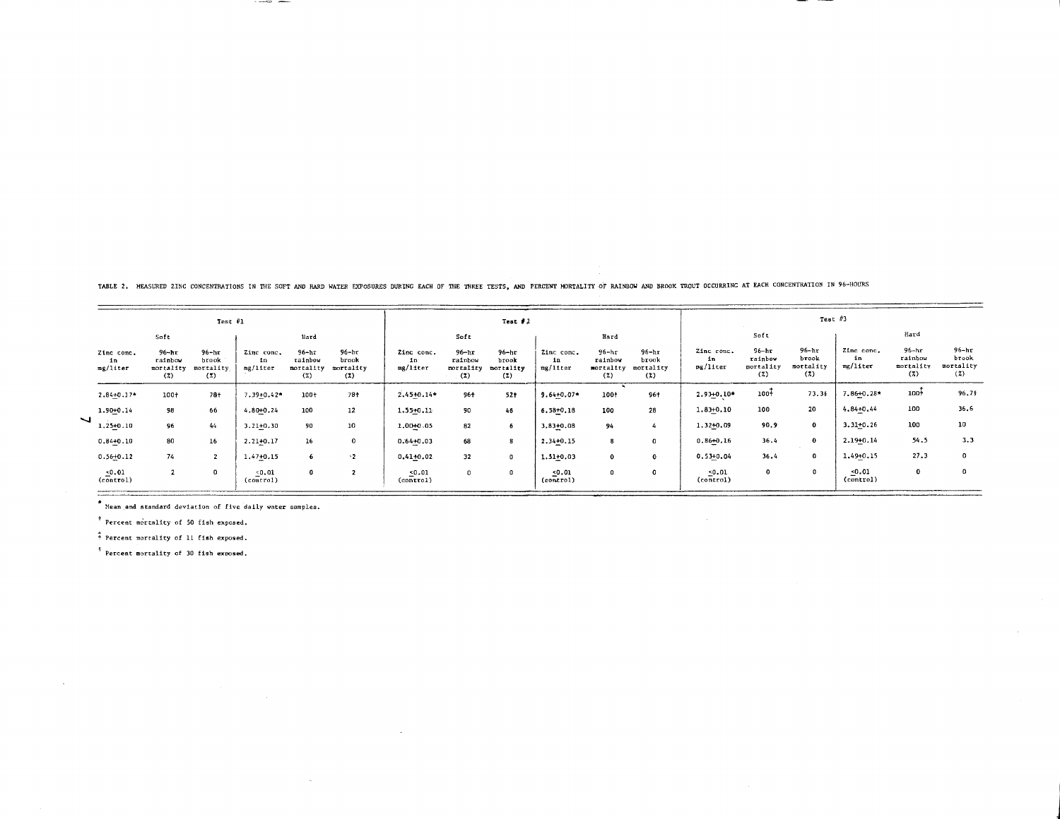TABLE 2. MEASURED ZINC CONCENTRATIONS IN THE SOFT AND HARD WATER EXPOSURES DURING EACH OF THE THREE TESTS, AND PERCENT MORTALITY OF RAINBOW AND BROOK TROUT OCCURRING AT EACH CONCENTRATION IN 96-HOURS

| Test #1 | | | | | | Test #2 | | | | | | Test #3 | | | | | |
|---|---|---|---|---|---|---|---|---|---|---|---|---|---|---|---|---|---|
| Soft | | | Hard | | | Soft | | | Hard | | | Soft | | | Hard | | |
| Zinc conc. in mg/liter | 96-hr rainbow mortality (%) | 96-hr brook mortality (%) | Zinc conc. in mg/liter | 96-hr rainbow mortality (%) | 96-hr brook mortality (%) | Zinc conc. in mg/liter | 96-hr rainbow mortality (%) | 96-hr brook mortality (%) | Zinc conc. in mg/liter | 96-hr rainbow mortality (%) | 96-hr brook mortality (%) | Zinc conc. in mg/liter | 96-hr rainbow mortality (%) | 96-hr brook mortality (%) | Zinc conc. in mg/liter | 96-hr rainbow mortality (%) | 96-hr brook mortality (%) |
| 2.84±0.17* | 100† | 78† | 7.39±0.42* | 100† | 78† | 2.45±0.14* | 96† | 52† | 9.64±0.07* | 100† | 96† | 2.93±0.10* | 100‡ | 73.3§ | 7.86±0.28* | 100‡ | 96.7§ |
| 1.90±0.14 | 98 | 66 | 4.80±0.24 | 100 | 12 | 1.55±0.11 | 90 | 46 | 6.58±0.18 | 100 | 28 | 1.83±0.10 | 100 | 20 | 4.84±0.44 | 100 | 36.6 |
| 1.25±0.10 | 96 | 44 | 3.21±0.30 | 90 | 10 | 1.00±0.05 | 82 | 6 | 3.83±0.08 | 94 | 4 | 1.32±0.09 | 90.9 | 0 | 3.31±0.26 | 100 | 10 |
| 0.84±0.10 | 80 | 16 | 2.21±0.17 | 16 | 0 | 0.64±0.03 | 68 | 8 | 2.34±0.15 | 8 | 0 | 0.86±0.16 | 36.4 | 0 | 2.19±0.14 | 54.5 | 3.3 |
| 0.56±0.12 | 74 | 2 | 1.47±0.15 | 6 | 2 | 0.41±0.02 | 32 | 0 | 1.51±0.03 | 0 | 0 | 0.53±0.04 | 36.4 | 0 | 1.49±0.15 | 27.3 | 0 |
| ≤0.01 (control) | 2 | 0 | ≤0.01 (control) | 0 | 2 | ≤0.01 (control) | 0 | 0 | ≤0.01 (control) | 0 | 0 | ≤0.01 (control) | 0 | 0 | ≤0.01 (control) | 0 | 0 |

* Mean and standard deviation of five daily water samples.

† Percent mortality of 50 fish exposed.

‡ Percent mortality of 11 fish exposed.

§ Percent mortality of 30 fish exposed.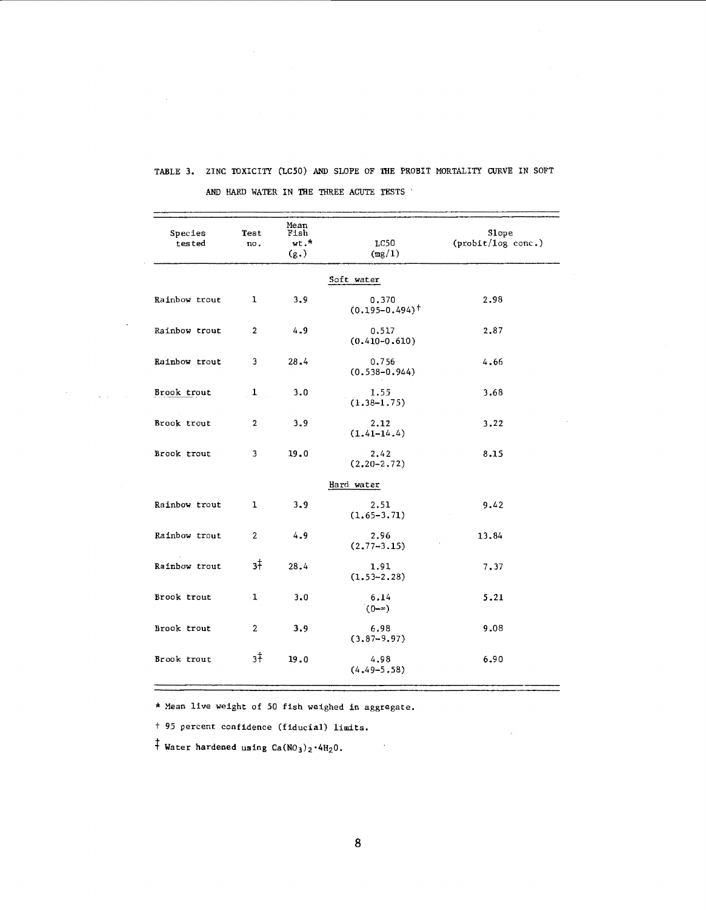TABLE 3. ZINC TOXICITY (LC50) AND SLOPE OF THE PROBIT MORTALITY CURVE IN SOFT AND HARD WATER IN THE THREE ACUTE TESTS

| Species tested | Test no. | Mean Fish wt.* (g.) | LC50 (mg/l) | Slope (probit/log conc.) |
|---|---|---|---|---|
| | | | Soft water | |
| Rainbow trout | 1 | 3.9 | 0.370 (0.195–0.494)† | 2.98 |
| Rainbow trout | 2 | 4.9 | 0.517 (0.410–0.610) | 2.87 |
| Rainbow trout | 3 | 28.4 | 0.756 (0.538–0.944) | 4.66 |
| Brook trout | 1 | 3.0 | 1.55 (1.38–1.75) | 3.68 |
| Brook trout | 2 | 3.9 | 2.12 (1.41–14.4) | 3.22 |
| Brook trout | 3 | 19.0 | 2.42 (2.20–2.72) | 8.15 |
| | | | Hard water | |
| Rainbow trout | 1 | 3.9 | 2.51 (1.65–3.71) | 9.42 |
| Rainbow trout | 2 | 4.9 | 2.96 (2.77–3.15) | 13.84 |
| Rainbow trout | 3‡ | 28.4 | 1.91 (1.53–2.28) | 7.37 |
| Brook trout | 1 | 3.0 | 6.14 (0–∞) | 5.21 |
| Brook trout | 2 | 3.9 | 6.98 (3.87–9.97) | 9.08 |
| Brook trout | 3‡ | 19.0 | 4.98 (4.49–5.58) | 6.90 |

* Mean live weight of 50 fish weighed in aggregate.

† 95 percent confidence (fiducial) limits.

‡ Water hardened using $Ca(NO_3)_2 \cdot 4H_2O$.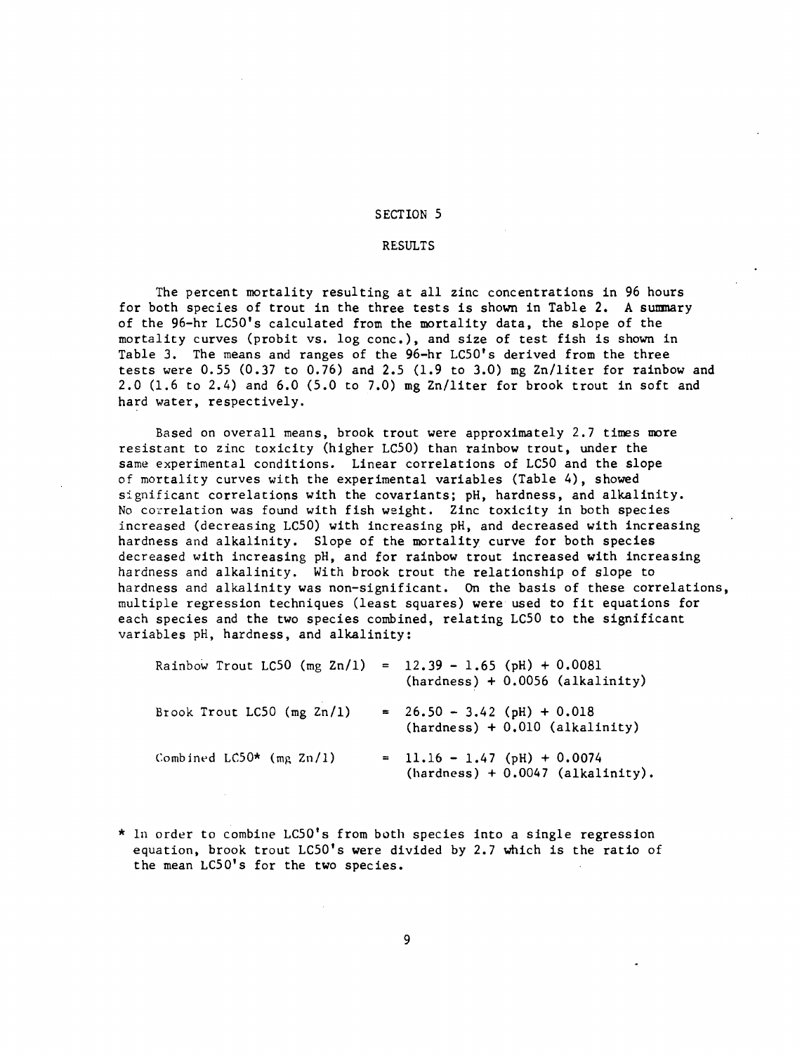# SECTION 5

## RESULTS

The percent mortality resulting at all zinc concentrations in 96 hours for both species of trout in the three tests is shown in Table 2. A summary of the 96-hr LC50's calculated from the mortality data, the slope of the mortality curves (probit vs. log conc.), and size of test fish is shown in Table 3. The means and ranges of the 96-hr LC50's derived from the three tests were 0.55 (0.37 to 0.76) and 2.5 (1.9 to 3.0) mg Zn/liter for rainbow and 2.0 (1.6 to 2.4) and 6.0 (5.0 to 7.0) mg Zn/liter for brook trout in soft and hard water, respectively.

Based on overall means, brook trout were approximately 2.7 times more resistant to zinc toxicity (higher LC50) than rainbow trout, under the same experimental conditions. Linear correlations of LC50 and the slope of mortality curves with the experimental variables (Table 4), showed significant correlations with the covariants; pH, hardness, and alkalinity. No correlation was found with fish weight. Zinc toxicity in both species increased (decreasing LC50) with increasing pH, and decreased with increasing hardness and alkalinity. Slope of the mortality curve for both species decreased with increasing pH, and for rainbow trout increased with increasing hardness and alkalinity. With brook trout the relationship of slope to hardness and alkalinity was non-significant. On the basis of these correlations, multiple regression techniques (least squares) were used to fit equations for each species and the two species combined, relating LC50 to the significant variables pH, hardness, and alkalinity:

$$\text{Rainbow Trout LC50 (mg Zn/l)} = 12.39 - 1.65\,(\text{pH}) + 0.0081\,(\text{hardness}) + 0.0056\,(\text{alkalinity})$$

$$\text{Brook Trout LC50 (mg Zn/l)} = 26.50 - 3.42\,(\text{pH}) + 0.018\,(\text{hardness}) + 0.010\,(\text{alkalinity})$$

$$\text{Combined LC50* (mg Zn/l)} = 11.16 - 1.47\,(\text{pH}) + 0.0074\,(\text{hardness}) + 0.0047\,(\text{alkalinity}).$$

* In order to combine LC50's from both species into a single regression equation, brook trout LC50's were divided by 2.7 which is the ratio of the mean LC50's for the two species.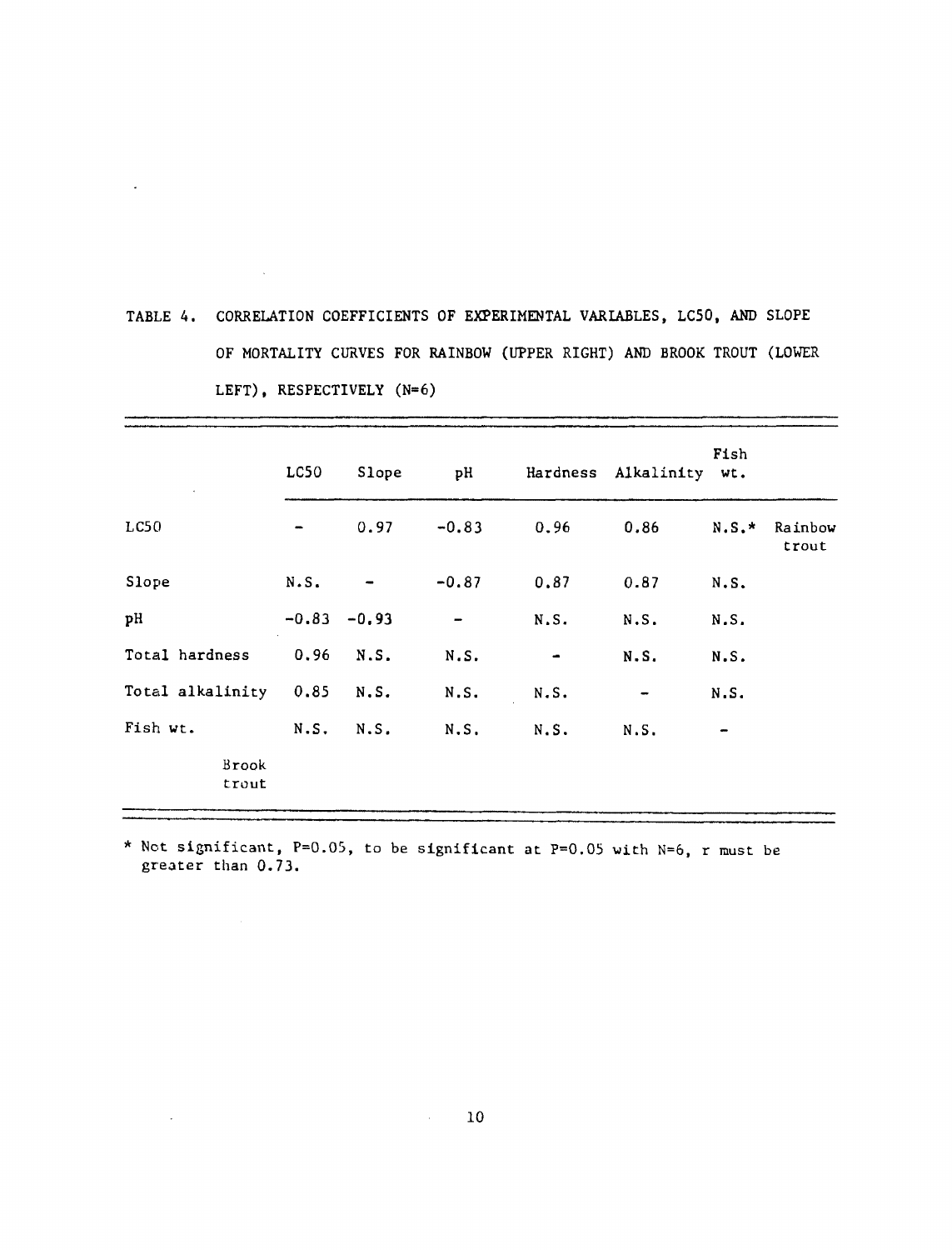TABLE 4. CORRELATION COEFFICIENTS OF EXPERIMENTAL VARIABLES, LC50, AND SLOPE OF MORTALITY CURVES FOR RAINBOW (UPPER RIGHT) AND BROOK TROUT (LOWER LEFT), RESPECTIVELY (N=6)

| | LC50 | Slope | pH | Hardness | Alkalinity | Fish wt. | |
|---|---|---|---|---|---|---|---|
| LC50 | - | 0.97 | -0.83 | 0.96 | 0.86 | N.S.* | Rainbow trout |
| Slope | N.S. | - | -0.87 | 0.87 | 0.87 | N.S. | |
| pH | -0.83 | -0.93 | - | N.S. | N.S. | N.S. | |
| Total hardness | 0.96 | N.S. | N.S. | - | N.S. | N.S. | |
| Total alkalinity | 0.85 | N.S. | N.S. | N.S. | - | N.S. | |
| Fish wt. | N.S. | N.S. | N.S. | N.S. | N.S. | - | |
| Brook trout | | | | | | | |

* Not significant, P=0.05, to be significant at P=0.05 with N=6, r must be greater than 0.73.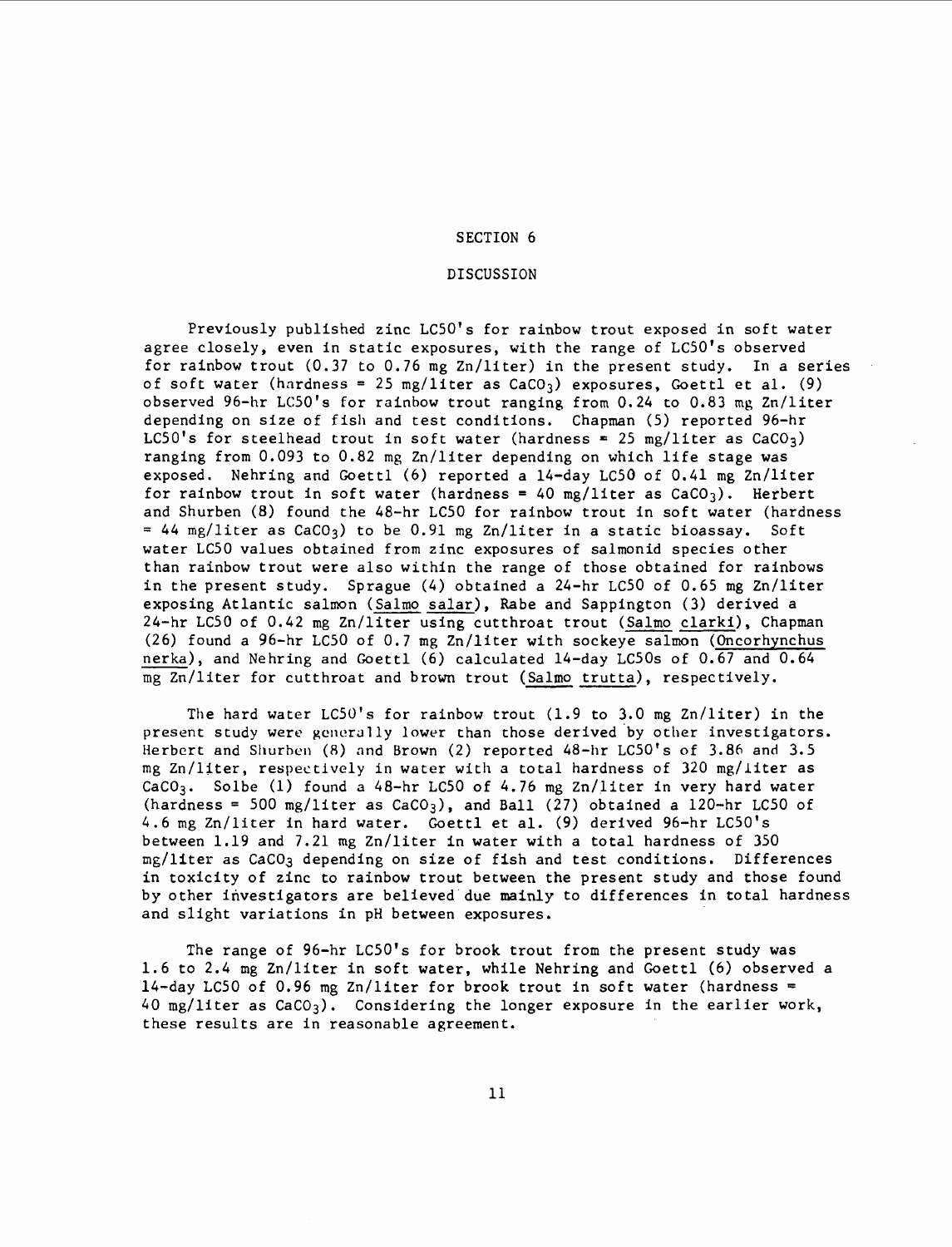# SECTION 6

## DISCUSSION

Previously published zinc LC50's for rainbow trout exposed in soft water agree closely, even in static exposures, with the range of LC50's observed for rainbow trout (0.37 to 0.76 mg Zn/liter) in the present study. In a series of soft water (hardness = 25 mg/liter as $CaCO_3$) exposures, Goettl et al. (9) observed 96-hr LC50's for rainbow trout ranging from 0.24 to 0.83 mg Zn/liter depending on size of fish and test conditions. Chapman (5) reported 96-hr LC50's for steelhead trout in soft water (hardness = 25 mg/liter as $CaCO_3$) ranging from 0.093 to 0.82 mg Zn/liter depending on which life stage was exposed. Nehring and Goettl (6) reported a 14-day LC50 of 0.41 mg Zn/liter for rainbow trout in soft water (hardness = 40 mg/liter as $CaCO_3$). Herbert and Shurben (8) found the 48-hr LC50 for rainbow trout in soft water (hardness = 44 mg/liter as $CaCO_3$) to be 0.91 mg Zn/liter in a static bioassay. Soft water LC50 values obtained from zinc exposures of salmonid species other than rainbow trout were also within the range of those obtained for rainbows in the present study. Sprague (4) obtained a 24-hr LC50 of 0.65 mg Zn/liter exposing Atlantic salmon (Salmo salar), Rabe and Sappington (3) derived a 24-hr LC50 of 0.42 mg Zn/liter using cutthroat trout (Salmo clarki), Chapman (26) found a 96-hr LC50 of 0.7 mg Zn/liter with sockeye salmon (Oncorhynchus nerka), and Nehring and Goettl (6) calculated 14-day LC50s of 0.67 and 0.64 mg Zn/liter for cutthroat and brown trout (Salmo trutta), respectively.

The hard water LC50's for rainbow trout (1.9 to 3.0 mg Zn/liter) in the present study were generally lower than those derived by other investigators. Herbert and Shurben (8) and Brown (2) reported 48-hr LC50's of 3.86 and 3.5 mg Zn/liter, respectively in water with a total hardness of 320 mg/liter as $CaCO_3$. Solbe (1) found a 48-hr LC50 of 4.76 mg Zn/liter in very hard water (hardness = 500 mg/liter as $CaCO_3$), and Ball (27) obtained a 120-hr LC50 of 4.6 mg Zn/liter in hard water. Goettl et al. (9) derived 96-hr LC50's between 1.19 and 7.21 mg Zn/liter in water with a total hardness of 350 mg/liter as $CaCO_3$ depending on size of fish and test conditions. Differences in toxicity of zinc to rainbow trout between the present study and those found by other investigators are believed due mainly to differences in total hardness and slight variations in pH between exposures.

The range of 96-hr LC50's for brook trout from the present study was 1.6 to 2.4 mg Zn/liter in soft water, while Nehring and Goettl (6) observed a 14-day LC50 of 0.96 mg Zn/liter for brook trout in soft water (hardness = 40 mg/liter as $CaCO_3$). Considering the longer exposure in the earlier work, these results are in reasonable agreement.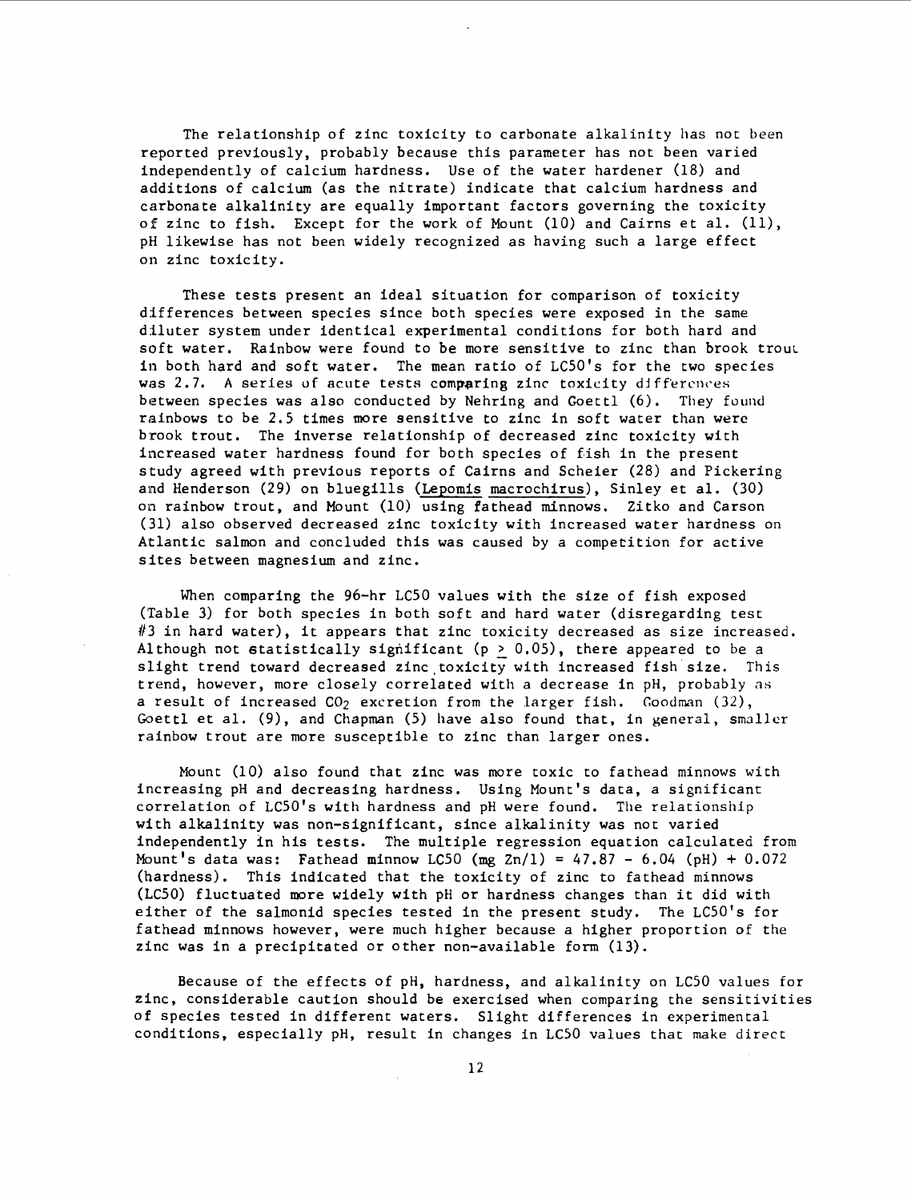The relationship of zinc toxicity to carbonate alkalinity has not been reported previously, probably because this parameter has not been varied independently of calcium hardness. Use of the water hardener (18) and additions of calcium (as the nitrate) indicate that calcium hardness and carbonate alkalinity are equally important factors governing the toxicity of zinc to fish. Except for the work of Mount (10) and Cairns et al. (11), pH likewise has not been widely recognized as having such a large effect on zinc toxicity.

These tests present an ideal situation for comparison of toxicity differences between species since both species were exposed in the same diluter system under identical experimental conditions for both hard and soft water. Rainbow were found to be more sensitive to zinc than brook trout in both hard and soft water. The mean ratio of LC50's for the two species was 2.7. A series of acute tests comparing zinc toxicity differences between species was also conducted by Nehring and Goettl (6). They found rainbows to be 2.5 times more sensitive to zinc in soft water than were brook trout. The inverse relationship of decreased zinc toxicity with increased water hardness found for both species of fish in the present study agreed with previous reports of Cairns and Scheier (28) and Pickering and Henderson (29) on bluegills (Lepomis macrochirus), Sinley et al. (30) on rainbow trout, and Mount (10) using fathead minnows. Zitko and Carson (31) also observed decreased zinc toxicity with increased water hardness on Atlantic salmon and concluded this was caused by a competition for active sites between magnesium and zinc.

When comparing the 96-hr LC50 values with the size of fish exposed (Table 3) for both species in both soft and hard water (disregarding test #3 in hard water), it appears that zinc toxicity decreased as size increased. Although not statistically significant ($p \geq 0.05$), there appeared to be a slight trend toward decreased zinc toxicity with increased fish size. This trend, however, more closely correlated with a decrease in pH, probably as a result of increased $CO_2$ excretion from the larger fish. Goodman (32), Goettl et al. (9), and Chapman (5) have also found that, in general, smaller rainbow trout are more susceptible to zinc than larger ones.

Mount (10) also found that zinc was more toxic to fathead minnows with increasing pH and decreasing hardness. Using Mount's data, a significant correlation of LC50's with hardness and pH were found. The relationship with alkalinity was non-significant, since alkalinity was not varied independently in his tests. The multiple regression equation calculated from Mount's data was: Fathead minnow LC50 (mg Zn/l) = 47.87 − 6.04 (pH) + 0.072 (hardness). This indicated that the toxicity of zinc to fathead minnows (LC50) fluctuated more widely with pH or hardness changes than it did with either of the salmonid species tested in the present study. The LC50's for fathead minnows however, were much higher because a higher proportion of the zinc was in a precipitated or other non-available form (13).

Because of the effects of pH, hardness, and alkalinity on LC50 values for zinc, considerable caution should be exercised when comparing the sensitivities of species tested in different waters. Slight differences in experimental conditions, especially pH, result in changes in LC50 values that make direct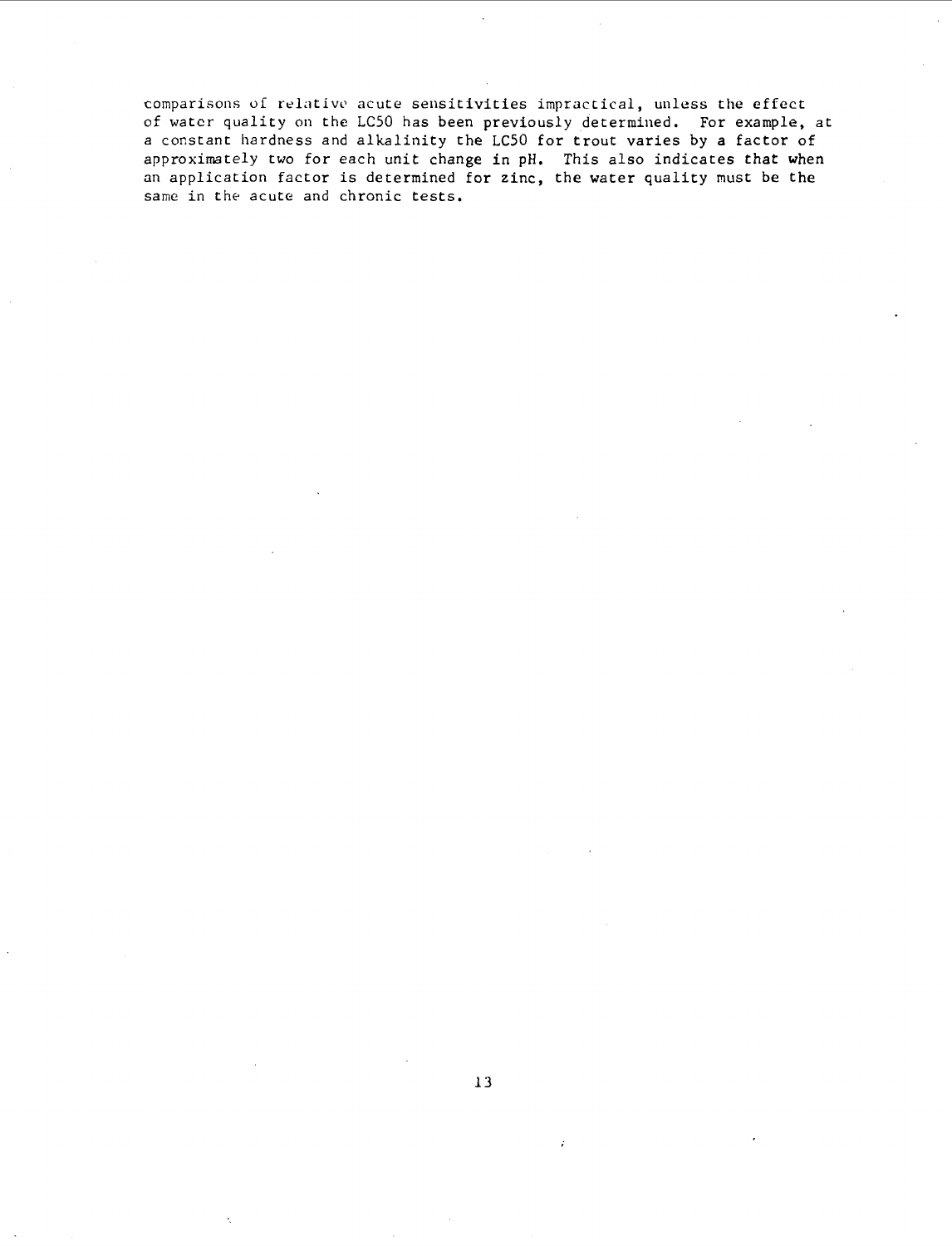comparisons of relative acute sensitivities impractical, unless the effect of water quality on the LC50 has been previously determined. For example, at a constant hardness and alkalinity the LC50 for trout varies by a factor of approximately two for each unit change in pH. This also indicates that when an application factor is determined for zinc, the water quality must be the same in the acute and chronic tests.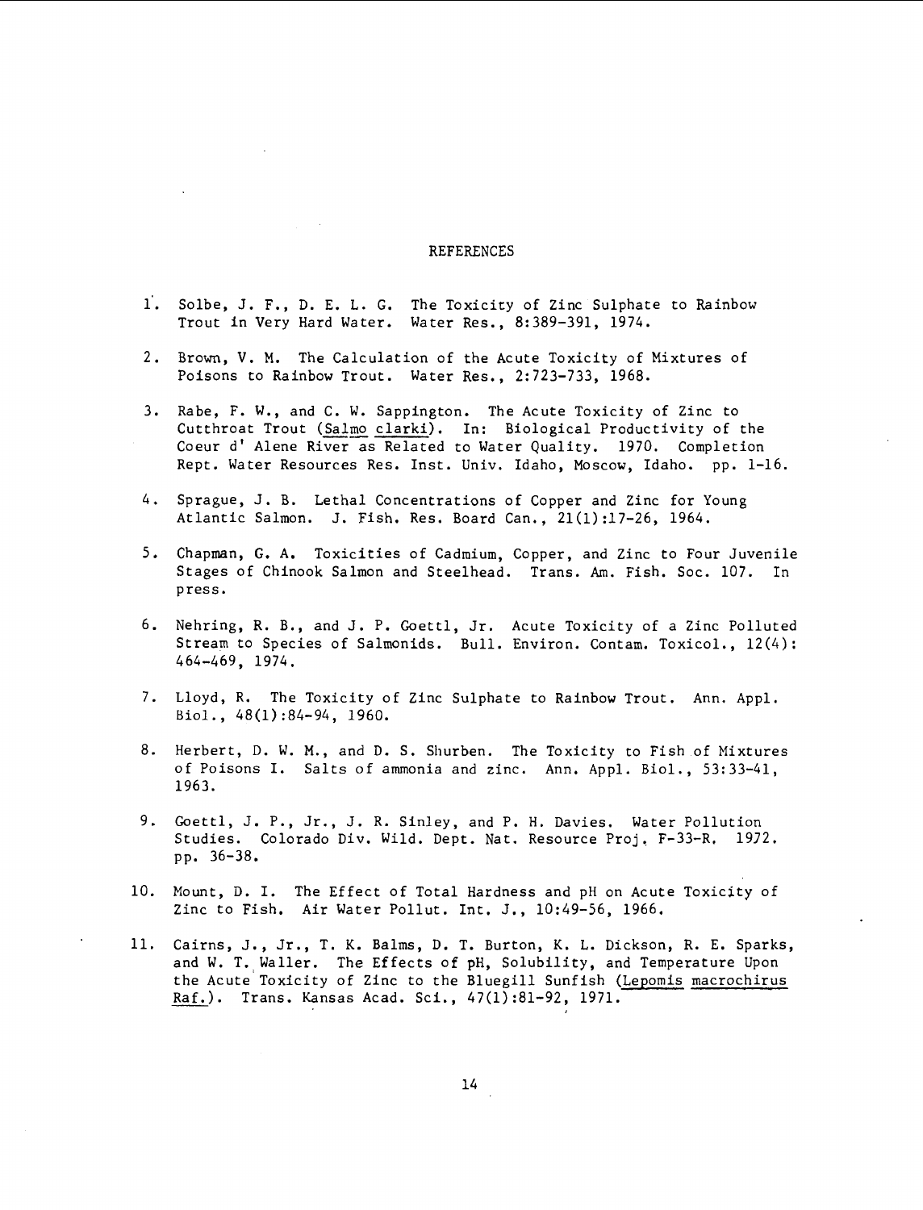## REFERENCES

1. Solbe, J. F., D. E. L. G. The Toxicity of Zinc Sulphate to Rainbow Trout in Very Hard Water. Water Res., 8:389-391, 1974.

2. Brown, V. M. The Calculation of the Acute Toxicity of Mixtures of Poisons to Rainbow Trout. Water Res., 2:723-733, 1968.

3. Rabe, F. W., and C. W. Sappington. The Acute Toxicity of Zinc to Cutthroat Trout (Salmo clarki). In: Biological Productivity of the Coeur d' Alene River as Related to Water Quality. 1970. Completion Rept. Water Resources Res. Inst. Univ. Idaho, Moscow, Idaho. pp. 1-16.

4. Sprague, J. B. Lethal Concentrations of Copper and Zinc for Young Atlantic Salmon. J. Fish. Res. Board Can., 21(1):17-26, 1964.

5. Chapman, G. A. Toxicities of Cadmium, Copper, and Zinc to Four Juvenile Stages of Chinook Salmon and Steelhead. Trans. Am. Fish. Soc. 107. In press.

6. Nehring, R. B., and J. P. Goettl, Jr. Acute Toxicity of a Zinc Polluted Stream to Species of Salmonids. Bull. Environ. Contam. Toxicol., 12(4): 464-469, 1974.

7. Lloyd, R. The Toxicity of Zinc Sulphate to Rainbow Trout. Ann. Appl. Biol., 48(1):84-94, 1960.

8. Herbert, D. W. M., and D. S. Shurben. The Toxicity to Fish of Mixtures of Poisons I. Salts of ammonia and zinc. Ann. Appl. Biol., 53:33-41, 1963.

9. Goettl, J. P., Jr., J. R. Sinley, and P. H. Davies. Water Pollution Studies. Colorado Div. Wild. Dept. Nat. Resource Proj. F-33-R. 1972. pp. 36-38.

10. Mount, D. I. The Effect of Total Hardness and pH on Acute Toxicity of Zinc to Fish. Air Water Pollut. Int. J., 10:49-56, 1966.

11. Cairns, J., Jr., T. K. Balms, D. T. Burton, K. L. Dickson, R. E. Sparks, and W. T. Waller. The Effects of pH, Solubility, and Temperature Upon the Acute Toxicity of Zinc to the Bluegill Sunfish (Lepomis macrochirus Raf.). Trans. Kansas Acad. Sci., 47(1):81-92, 1971.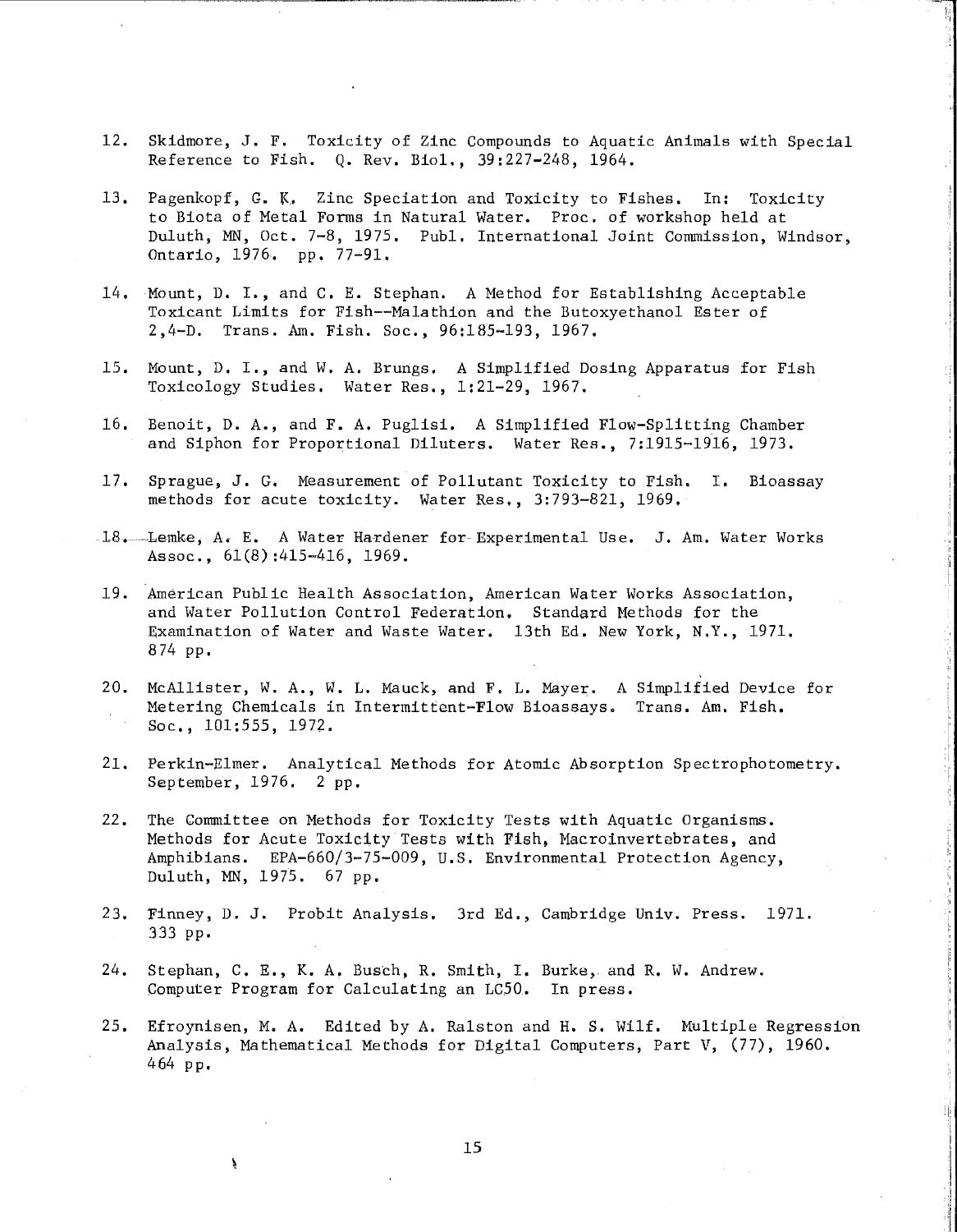12. Skidmore, J. F. Toxicity of Zinc Compounds to Aquatic Animals with Special Reference to Fish. Q. Rev. Biol., 39:227-248, 1964.

13. Pagenkopf, G. K. Zinc Speciation and Toxicity to Fishes. In: Toxicity to Biota of Metal Forms in Natural Water. Proc. of workshop held at Duluth, MN, Oct. 7-8, 1975. Publ. International Joint Commission, Windsor, Ontario, 1976. pp. 77-91.

14. Mount, D. I., and C. E. Stephan. A Method for Establishing Acceptable Toxicant Limits for Fish--Malathion and the Butoxyethanol Ester of 2,4-D. Trans. Am. Fish. Soc., 96:185-193, 1967.

15. Mount, D. I., and W. A. Brungs. A Simplified Dosing Apparatus for Fish Toxicology Studies. Water Res., 1:21-29, 1967.

16. Benoit, D. A., and F. A. Puglisi. A Simplified Flow-Splitting Chamber and Siphon for Proportional Diluters. Water Res., 7:1915-1916, 1973.

17. Sprague, J. G. Measurement of Pollutant Toxicity to Fish. I. Bioassay methods for acute toxicity. Water Res., 3:793-821, 1969.

18. Lemke, A. E. A Water Hardener for Experimental Use. J. Am. Water Works Assoc., 61(8):415-416, 1969.

19. American Public Health Association, American Water Works Association, and Water Pollution Control Federation. Standard Methods for the Examination of Water and Waste Water. 13th Ed. New York, N.Y., 1971. 874 pp.

20. McAllister, W. A., W. L. Mauck, and F. L. Mayer. A Simplified Device for Metering Chemicals in Intermittent-Flow Bioassays. Trans. Am. Fish. Soc., 101:555, 1972.

21. Perkin-Elmer. Analytical Methods for Atomic Absorption Spectrophotometry. September, 1976. 2 pp.

22. The Committee on Methods for Toxicity Tests with Aquatic Organisms. Methods for Acute Toxicity Tests with Fish, Macroinvertebrates, and Amphibians. EPA-660/3-75-009, U.S. Environmental Protection Agency, Duluth, MN, 1975. 67 pp.

23. Finney, D. J. Probit Analysis. 3rd Ed., Cambridge Univ. Press. 1971. 333 pp.

24. Stephan, C. E., K. A. Busch, R. Smith, I. Burke, and R. W. Andrew. Computer Program for Calculating an LC50. In press.

25. Efroynisen, M. A. Edited by A. Ralston and H. S. Wilf. Multiple Regression Analysis, Mathematical Methods for Digital Computers, Part V, (77), 1960. 464 pp.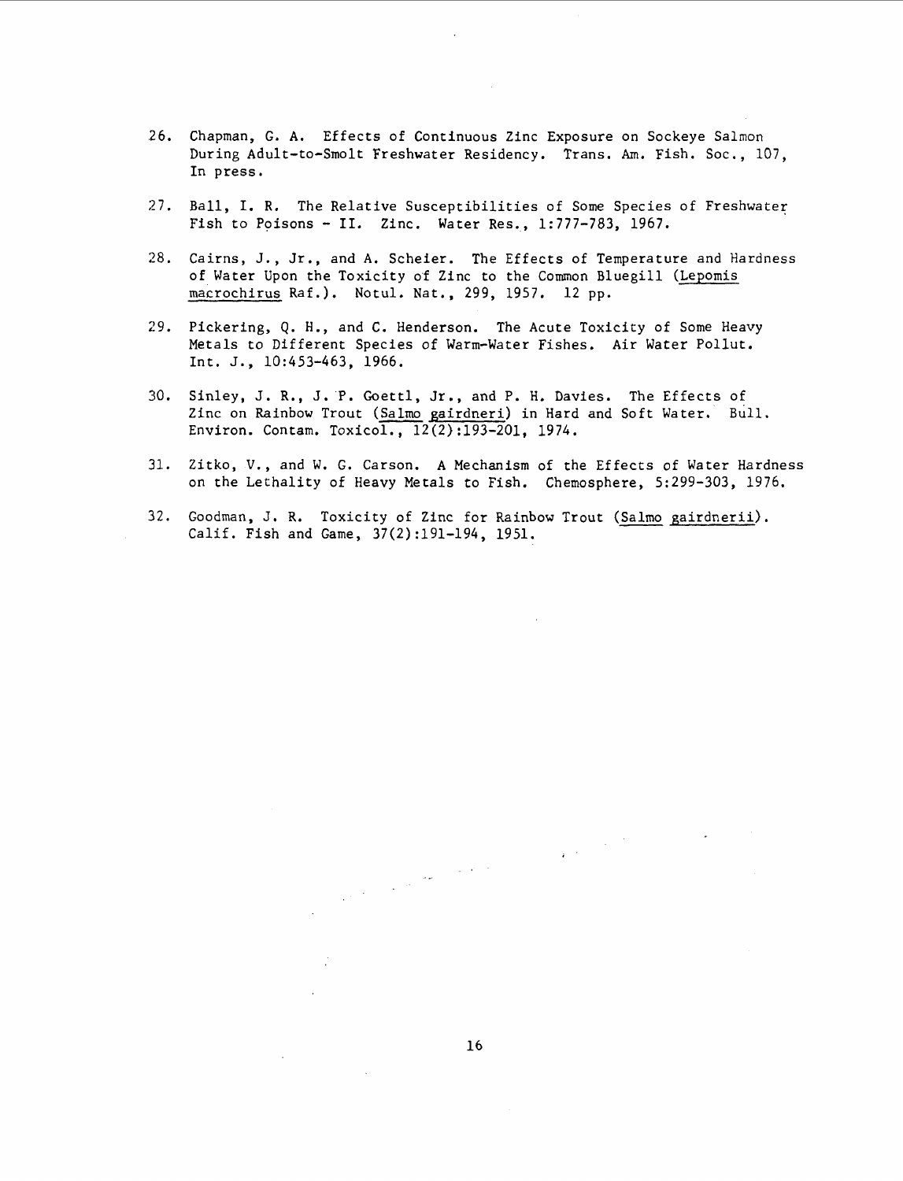26. Chapman, G. A. Effects of Continuous Zinc Exposure on Sockeye Salmon During Adult-to-Smolt Freshwater Residency. Trans. Am. Fish. Soc., 107, In press.

27. Ball, I. R. The Relative Susceptibilities of Some Species of Freshwater Fish to Poisons - II. Zinc. Water Res., 1:777-783, 1967.

28. Cairns, J., Jr., and A. Scheier. The Effects of Temperature and Hardness of Water Upon the Toxicity of Zinc to the Common Bluegill (Lepomis macrochirus Raf.). Notul. Nat., 299, 1957. 12 pp.

29. Pickering, Q. H., and C. Henderson. The Acute Toxicity of Some Heavy Metals to Different Species of Warm-Water Fishes. Air Water Pollut. Int. J., 10:453-463, 1966.

30. Sinley, J. R., J. P. Goettl, Jr., and P. H. Davies. The Effects of Zinc on Rainbow Trout (Salmo gairdneri) in Hard and Soft Water. Bull. Environ. Contam. Toxicol., 12(2):193-201, 1974.

31. Zitko, V., and W. G. Carson. A Mechanism of the Effects of Water Hardness on the Lethality of Heavy Metals to Fish. Chemosphere, 5:299-303, 1976.

32. Goodman, J. R. Toxicity of Zinc for Rainbow Trout (Salmo gairdnerii). Calif. Fish and Game, 37(2):191-194, 1951.